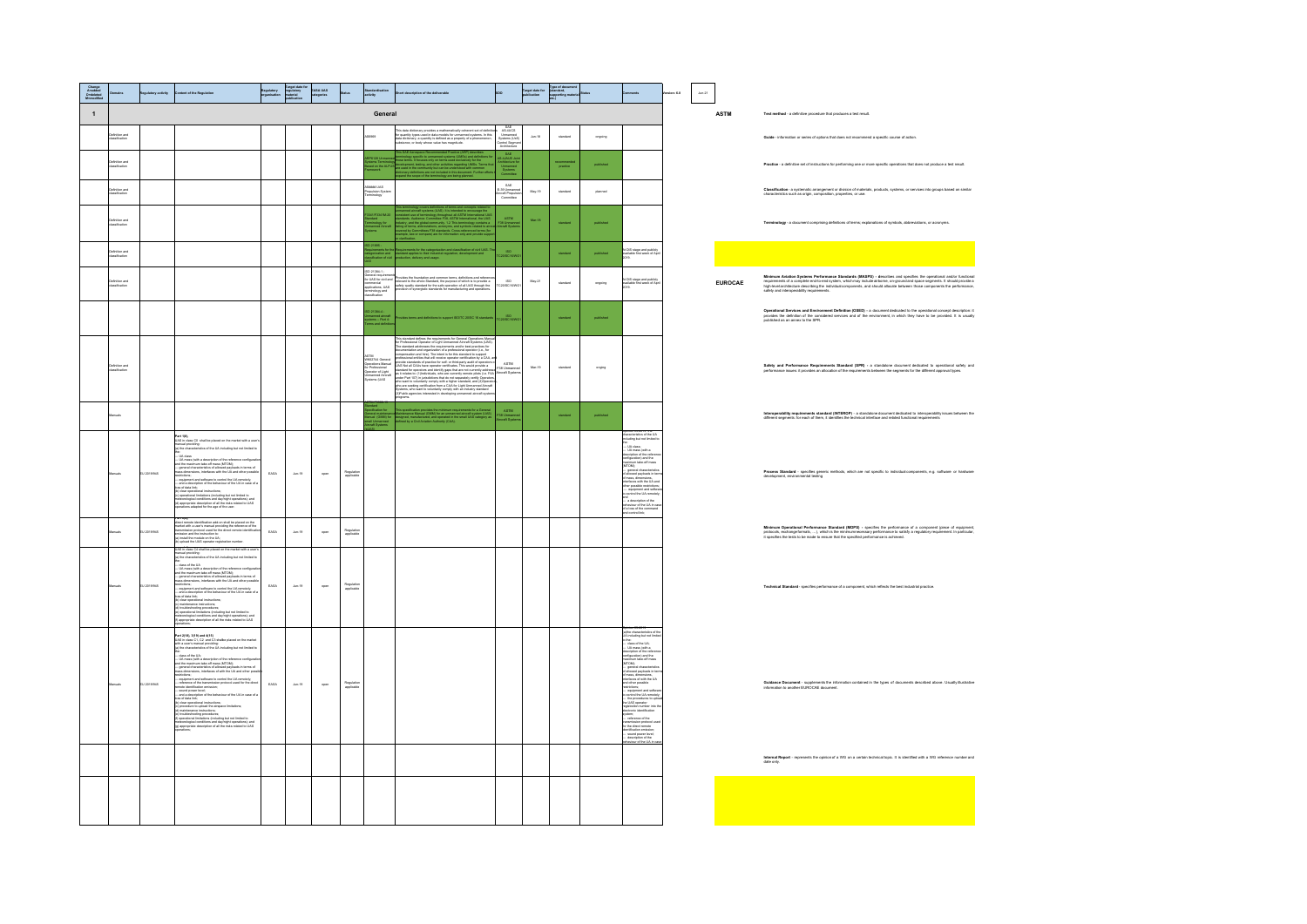| Change Added/ Deleted/ Modified | Domains | Regulatory activity | Content of the Regulation | Regulatory organisation | Target date for regulatory material publication | EASA UAS categories | Status | Standardisation activity | Short description of the deliverable | SDO | Target date for publication | Type of document (standard, supporting material etc.) | Status | Comments |
|---|---|---|---|---|---|---|---|---|---|---|---|---|---|---|
| **1** | | | | | | | | **General** | | | | | | |
| | Definition and classification | | | | | | | AS6969 | This data dictionary provides a mathematically coherent set of definitions for quantity types used in data models for unmanned systems. In this data dictionary, a quantity is defined as a property of a phenomenon, substance, or body whose value has magnitude. | SAE AS-4UCS Unmanned Systems (UAS) Control Segment Architecture | Jun 18 | standard | ongoing | |
| | Definition and classification | | | | | | | ARP5707 Unmanned Systems Terminology Based on the ALFUS Framework | This SAE Aerospace Recommended Practice (ARP) describes terminology specific to unmanned systems (UMSs) and definitions for those terms. It focuses only on terms used exclusively for the development, testing, and other activities regarding UMSs. Terms that are used in the community but can be understood with common dictionary definitions are not included in this document. Further efforts to expand the scope of the terminology are being planned. | SAE AS-4JAUS Joint Architecture for Unmanned Systems Committee | | recommended practice | published | |
| | Definition and classification | | | | | | | AS6868 UAS Propulsion System Terminology | | SAE E-39 Unmanned Aircraft Propulsion Committee | May 19 | standard | planned | |
| | Definition and classification | | | | | | | F3341/F3341M Standard Terminology for Unmanned Aircraft Systems | This terminology covers definitions of terms and concepts related to unmanned aircraft systems (UAS). It is intended to encourage the consistent use of terminology throughout all ASTM International UAS standards. | ASTM F38 Unmanned Aircraft Systems | Mar 19 | standard | published | |
| | Definition and classification | | | | | | | ISO 21895 Requirements for the categorization and classification of civil UAS | Requirements for the categorization and classification of civil UAS. This standard applies to their industrial regulation, development and production, delivery and usage. | ISO TC20/SC16/WG1 | | standard | published | At DIS stage and publicly available first week of April 2019. |
| | Definition and classification | | | | | | | ISO 21384-1 General requirements for UAS for civil and commercial applications, UAS terminology and classification | Provides the foundation and common terms, definitions and references relevant to the whole Standard, the purpose of which is to provide a safety quality standard for the safe operation of all UAS through the provision of synergistic standards for manufacturing and operations. | ISO TC20/SC16/WG1 | May 21 | standard | ongoing | At DIS stage and publicly available first week of April 2019. |
| | | | | | | | | ISO 21384-4 Unmanned aircraft systems — Part 4: Terms and definitions | Provides terms and definitions to support ISO/TC 20/SC 16 standards | ISO TC20/SC16/WG1 | | standard | published | |
| | Definition and classification | | | | | | | ASTM WK62744 General Operations Manual for Professional Operator of Light Unmanned Aircraft Systems (UAS) | This standard defines the requirements for General Operations Manual for Professional Operator of Light Unmanned Aircraft Systems (UAS). The standard addresses the requirements and/or best practices for documentation and organization of a professional operator (i.e., for compensation and hire). | ASTM F38 Unmanned Aircraft Systems | Mar 19 | standard | ongoing | |
| | Manuals | | | | | | | ASTM F2908 Standard Specification for General Maintenance Manual (GMM) for Small Unmanned Aircraft Systems (sUAS) | This specification provides the minimum requirements for a General Maintenance Manual (GMM) for an unmanned aircraft system (UAS) designed, manufactured, and operated in the small UAS category as defined by a Civil Aviation Authority (CAA). | ASTM F38 Unmanned Aircraft Systems | | standard | published | |
| | Manuals | EU 2019/945 | **Part 1(8)** UAS in class C0 shall be placed on the market with a user's manual providing: (a) the characteristics of the UA including but not limited to the: — UA class; — UA mass (with a description of the reference configuration) and the maximum take-off mass (MTOM); — general characteristics of allowed payloads in terms of mass, dimensions, interfaces with the UA and other possible restrictions; — equipment and software to control the UA remotely; — and a description of the behaviour of the UA in case of a loss of data link; (b) clear operational instructions; (c) operational limitations (including but not limited to meteorological conditions and day/night operations); and (d) appropriate description of all the risks related to UAS operations adapted for the age of the user. | EASA | Jun 19 | open | Regulation applicable | | | | | | | characteristics of the UA including but not limited to the: — UA class; — UA mass (with a description of the reference configuration) and the maximum take-off mass (MTOM); — general characteristics of allowed payloads in terms of mass, dimensions, interfaces with the UA and other possible restrictions; — equipment and software to control the UA remotely; and — a description of the behaviour of the UA in case of a loss of the command and control link. |
| | Manuals | EU 2019/945 | **Part 6** Direct remote identification add-on shall be placed on the market with a user's manual providing the reference of the transmission protocol used for the direct remote identification emission and the instruction to: (a) install the module on the UA; (b) upload the UAS operator registration number. | EASA | Jun 19 | open | Regulation applicable | | | | | | | |
| | Manuals | EU 2019/945 | UAS in class C1 shall be placed on the market with a user's manual providing: (a) the characteristics of the UA including but not limited to the: — class of the UA; — UA mass (with a description of the reference configuration) and the maximum take-off mass (MTOM); — general characteristics of allowed payloads in terms of mass, dimensions, interfaces with the UA and other possible restrictions; — equipment and software to control the UA remotely; — and a description of the behaviour of the UA in case of a loss of data link; (b) clear operational instructions; (c) maintenance instructions; (d) troubleshooting procedures; (e) operational limitations (including but not limited to meteorological conditions and day/night operations); and (f) appropriate description of all the risks related to UAS operations. | EASA | Jun 19 | open | Regulation applicable | | | | | | | |
| | Manuals | EU 2019/945 | **Part 2(16), 3(19) and 4(11)** UAS in class C1, C2 and C3 shall be placed on the market with a user's manual providing: (a) the characteristics of the UA including but not limited to the: — class of the UA; — UA mass (with a description of the reference configuration) and the maximum take-off mass (MTOM); — general characteristics of allowed payloads in terms of mass, dimensions, interfaces with the UA and other possible restrictions; — equipment and software to control the UA remotely; — reference of the transmission protocol used for the direct remote identification emission; — sound power level; — and a description of the behaviour of the UA in case of a loss of data link; (b) clear operational instructions; (c) procedure to upload the airspace limitations; (d) maintenance instructions; (e) troubleshooting procedures; (f) operational limitations (including but not limited to meteorological conditions and day/night operations); and (g) appropriate description of all the risks related to UAS operations. | EASA | Jun 19 | open | Regulation applicable | | | | | | | (a) the characteristics of the UA including but not limited to the: — class of the UA; — UA mass (with a description of the reference configuration) and the maximum take-off mass (MTOM); — general characteristics of allowed payloads in terms of mass, dimensions, interfaces with the UA and other possible restrictions; — equipment and software to control the UA remotely; — the procedures to upload the UAS operator registration number into the electronic identification system; — reference of the transmission protocol used for the direct remote identification emission; — sound power level; — description of the behaviour of the UA in case ... |
| | | | | | | | | | | | | | | |
| | | | | | | | | | | | | | | |

Version 5.0 — Jun 21

**ASTM**

**Test method** - a definitive procedure that produces a test result.

**Guide** - information or series of options that does not recommend a specific course of action.

**Practice** - a definitive set of instructions for performing one or more specific operations that does not produce a test result.

**Classification** - a systematic arrangement or division of materials, products, systems, or services into groups based on similar characteristics such as origin, composition, properties, or use.

**Terminology** - a document comprising definitions of terms; explanations of symbols, abbreviations, or acronyms.

**EUROCAE**

**Minimum Aviation Systems Performance Standards (MASPS)** - describes and specifies the operational and/or functional requirements of a complete end-to-end system, which may include airborne, on-ground and space segments. It should provide a high-level architecture describing the individual components, and should allocate between those components the performance, safety and interoperability requirements.

**Operational Services and Environment Definition (OSED)** - a document dedicated to the operational concept description: it provides the definition of the considered services and of the environment, in which they have to be provided. It is usually published as an annex to the SPR.

**Safety and Performance Requirements Standard (SPR)** - a standalone document dedicated to operational safety and performance issues: it provides an allocation of the requirements between the segments for the different approval types.

**Interoperability requirements standard (INTEROP)** - a standalone document dedicated to interoperability issues between the different segments: for each of them, it identifies the technical interface and related functional requirements.

**Process Standard** - specifies generic methods, which are not specific to individual components, e.g. software or hardware development, environmental testing.

**Minimum Operational Performance Standard (MOPS)** - specifies the performance of a component (piece of equipment, protocols, exchange formats, ...), which is the minimum necessary performance to satisfy a regulatory requirement. In particular, it specifies the tests to be made to ensure that the specified performance is achieved.

**Technical Standard** - specifies performance of a component, which reflects the best industrial practice.

**Guidance Document** - supplements the information contained in the types of documents described above. Usually illustrative information to another EUROCAE document.

**Internal Report** - represents the opinion of a WG on a certain technical topic. It is identified with a WG reference number and date only.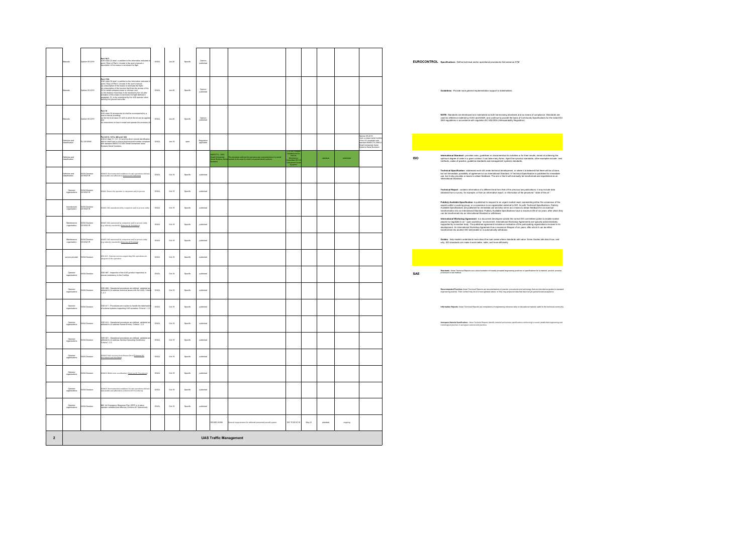| | | | | | | | | | | | | | | |
|---|---|---|---|---|---|---|---|---|---|---|---|---|---|---|
| Manuals | Opinion 01-2018 | **Part 16(7)** UAS class C3 shall: in addition to the information indicated in point (18)(a) of Part 4, include in the user's manual a description of the means to terminate the flight | EASA | Jun-20 | Specific | Opinion published | | | | | | | |
| Manuals | Opinion 01-2018 | **Part 17(4)** UAS class C4 shall: In addition to the information indicated in point (18)(a) of Part 4, include in the user's manual: (a) a description of the means to terminate the flight; (b) a description of the function that limits the access of the UA to certain airspace areas or volumes; and (c) the distance most likely to be travelled by the UA after activation of the means to terminate the flight defined in paragraph (1), to be considered by the UAS operator when defining the ground risk buffer | EASA | Jun-20 | Specific | Opinion published | | | | | | | |
| Manuals | Opinion 01-2018 | **Part 18** UAS class C5 accessories kit shall be accompanied by a user's manual providing: (a) the list of all class C2 UAS to which the kit can be applied and (b) instructions on how to install and operate the accessory kit | EASA | Jun-20 | Specific | Opinion published | | | | | | | |
| Definition and classification | EU 2019/945 | **Part 2(1), 3(13), 4(9) and 5(2)** UAS in class C1, C2, C3 and the direct remote identification add-on shall have a unique physical serial number compliant with standard ANSI/CTA-2063 Small Unmanned Aerial Systems Serial Numbers. | EASA | Jun-19 | open | Regulation applicable | | | | | | | Opinion 05-2019 refer a unique serial number of the UA compliant with standard ANSI/CTA-2063-A Small Unmanned Aerial Systems Serial Numbers |
| Definition and classification | | | | | | | ANSI/CTA - 2063 Small Unmanned Aerial Systems Serial Numbers | This standard outlines the elements and characteristics of a serial number to be used by small unmanned aerial systems. | CTA R6 Portable Handheld and In-Vehicle Electronics Committee WG 23 Unmanned Aerial Systems | | standard | published | |
| Definition and classification | EASA Decision 2019/021/R | SORA#13 Environmental conditions for safe operations defined, measurable and adhered to (Criterion #1 Definition) | EASA | Oct-19 | Specific | published | | | | | | | |
| Operator organisations | EASA Decision 2019/021/R | SORA#1 Ensure the operator is competent and/or proven | EASA | Oct-19 | Specific | published | | | | | | | |
| manufacturer organisation | EASA Decision 2019/021/R | SORA#2 UAS manufactured by competent and/or proven entity | EASA | Oct-19 | Specific | published | | | | | | | |
| Maintenance organisation | EASA Decision 2019/021/R | SORA#3 UAS maintained by competent and/or proven entity (e.g. industry standards) (Criterion #1 Procedure) | EASA | Oct-19 | Specific | published | | | | | | | |
| Maintenance organisation | EASA Decision 2019/021/R | SORA#3 UAS maintained by competent and/or proven entity (e.g. industry standards) (Criterion #2 Training) | EASA | Oct-19 | Specific | published | | | | | | | |
| service provider | EASA Decision | OSO #13 - External services supporting UAS operations are adequate to the operation | EASA | Oct-19 | Specific | published | | | | | | | |
| Operator organisations | EASA Decision | OSO #07 - Inspection of the UAS (product inspection) to ensure consistency to the ConOps | EASA | Oct-19 | Specific | published | | | | | | | |
| Operator organisations | EASA Decision | OSO #08 - Operational procedures are defined, validated and adhered to (to address technical issues with the UAS). Criteria 1, 2,3 | EASA | Oct-19 | Specific | published | | | | | | | |
| Operator organisations | EASA Decision | OSO #11 - Procedures are in place to handle the deterioration of external systems supporting UAS operation. Criteria 1, 2,3 | EASA | Oct-19 | Specific | published | | | | | | | |
| Operator organisations | EASA Decision | OSO #14 - Operational procedures are defined, validated and adhered to (to address Human Errors). Criteria 1, 2,3 | EASA | Oct-19 | Specific | published | | | | | | | |
| Operator organisations | EASA Decision | OSO #21 - Operational procedures are defined, validated and adhered to (to address Adverse Operating Conditions). Criteria 1, 2,3 | EASA | Oct-19 | Specific | published | | | | | | | |
| Operator organisations | EASA Decision | SORA#19 Safe recovery from Human Error (Criterion #1 Procedures and checklists) | EASA | Oct-19 | Specific | published | | | | | | | |
| Operator organisations | EASA Decision | SORA#16 Multi crew coordination (Criterion #1 Procedures) | EASA | Oct-19 | Specific | published | | | | | | | |
| Operator organisations | EASA Decision | SORA#13 Environmental conditions for safe operations defined, measurable and adhered to (Criterion #1 Procedures) | EASA | Oct-19 | Specific | published | | | | | | | |
| Operator organisations | EASA Decision | M#3 An Emergency Response Plan (ERP) is in place, operator validated and effective (Criterion #1 Operational) | EASA | Oct-19 | Specific | published | | | | | | | |
| | | | | | | | ISO/WD 24356 | General requirements for tethered unmanned aircraft system | ISO TC20 SC16 | May-21 | standard | ongoing | |

## 2 UAS Traffic Management

**EUROCONTROL** **Specifications** - Define technical and/or operational procedures that advance ATM

**Guidelines** - Provide more general implementation support to stakeholders.

**NOTE**: Standards are developed and maintained on both harmonising standards and as means of compliance. Standards are used as reference material by ICAO and EASA, and continue to provide the basis of Community Specifications for the extant EU SES regulations in accordance with regulation EC 552/2004 (Interoperability Regulation).

**ISO**

**International Standard** - provides rules, guidelines or characteristics for activities or for their results, aimed at achieving the optimum degree of order in a given context. It can take many forms. Apart from product standards, other examples include: test methods, codes of practice, guideline standards and management systems standards.

**Technical Specification** - addresses work still under technical development, or where it is believed that there will be a future, but not immediate, possibility of agreement on an International Standard. A Technical Specification is published for immediate use, but it also provides a means to obtain feedback. The aim is that it will eventually be transformed and republished as an International Standard.

**Technical Report** - contains information of a different kind from that of the previous two publications. It may include data obtained from a survey, for example, or from an informative report, or information of the perceived " state of the art ".

**Publicly Available Specification** - is published to respond to an urgent market need, representing either the consensus of the experts within a working group, or a consensus in an organization external to ISO. As with Technical Specifications, Publicly Available Specifications are published for immediate use and also serve as a means to obtain feedback for an eventual transformation into an International Standard. Publicly Available Specifications have a maximum life of six years, after which they can be transformed into an International Standard or withdrawn.

**International Workshop Agreement** - is a document developed outside the normal ISO committee system to enable market players to negotiate in an " open workshop " environment. International Workshop Agreements are typically administratively supported by a member body. The published agreement includes an indication of the participating organizations involved in its development. An International Workshop Agreement has a maximum lifespan of six years, after which it can be either transformed into another ISO deliverable or is automatically withdrawn.

**Guides** - help readers understand more about the main areas where standards add value. Some Guides talk about how, and why, ISO standards can make it work better, safer, and more efficiently.

**SAE**

**Standards** - these Technical Reports are a documentation of broadly accepted engineering practices or specifications for a material, product, process, procedure or test method.

**Recommended Practices** - these Technical Reports are documentations of practice, procedures and technology that are intended as guides to standard engineering practice. Their content may be of a more general nature, or they may propound data that have not yet gained broad acceptance.

**Information Reports** - these Technical Reports are compilations of engineering reference data or educational material useful to the technical community.

**Aerospace Material Specifications** - these Technical Reports identify material and process specifications conforming to sound, established engineering and metallurgical practices in aerospace sciences and practices.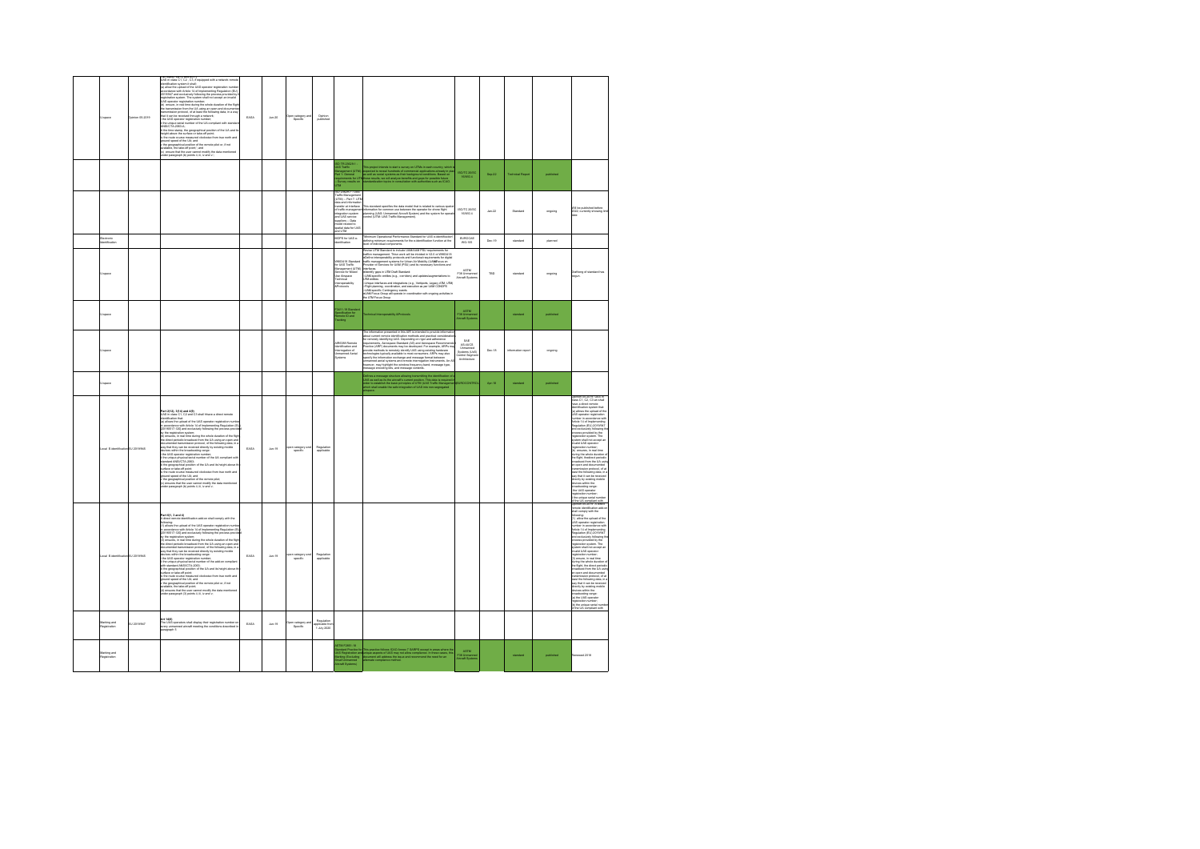| | | | | | | | | | | | | | |
|---|---|---|---|---|---|---|---|---|---|---|---|---|---|
| U-space | Opinion 01/2020 | UAS in class C1, C2, C3 if equipped with a network remote identification system it shall:<br>(a) allow the upload of the UAS operator registration number in accordance with Article 14 of Implementing Regulation (EU) 2019/947 and exclusively following the process provided by the registration system. The system shall not accept an invalid UAS operator registration number;<br>(b) ensure, in real time during the whole duration of the flight the transmission from the UA using an open and documented transmission protocol of at least the following data, in a way that it can be received through a network:<br>i. the UAS operator registration number;<br>ii. the unique serial number of the UA compliant with standard ANSI/CTA-2063-A;<br>iii. the time stamp, the geographical position of the UA and its height above the surface or take-off point;<br>iv. the route course measured clockwise from true north and ground speed of the UA; and<br>v. the geographical position of the remote pilot or, if not available, the take-off point; and<br>(c) ensure that the user cannot modify the data mentioned under paragraph (b) points ii, iii, iv and v. | EASA | Jun-20 | Open category and Specific | Opinion published | | | | | | | |
| | | | | | | | ISO TR 23629-1 UAS Traffic Management (UTM) Part 1: General requirements for UTM – Survey results on UTM | This project intends to start a survey on UTM's in each country, which is expected to reveal hundreds of commercial applications already in place as well as social systems as their background conditions. Based on these results, we will analyse benefits and gaps for possible future standardization topics in coordination with authorities such as ICAO. | ISO/TC 20/SC 16/WG 4 | Sep-22 | Technical Report | published | |
| | | | | | | | ISO 23629-7 UAS Traffic Management (UTM) – Part 7: UTM data and information transfer at interface of traffic management integration system and UAS service suppliers – Data model related to spatial data for UAS and UTM | This standard specifies the data model that is related to various spatial information for common use between the operator for drone flight planning (UAS: Unmanned Aircraft Systems) and the system for operation control (UTM: UAS Traffic Management). | ISO/TC 20/SC 16/WG 4 | Jan-22 | Standard | ongoing | Will be published before 2022, currently choosing final data |
| Electronic identification | | | | | | | MOPS for UAS e-identification | Minimum Operational Performance Standard for UAS e-identification defining minimum requirements for the e-identification function at the level of individual components. | EUROCAE WG-105 | Dec-19 | standard | planned | |
| U-space | | | | | | | WK63418 Standard for UAS Traffic Management (UTM) Service for Mixed Use Airspace Technical Interoperability &Protocols | Revise UTM Standard to include USS/USP PSU requirements for traffic management. Work will be divided in V2.0 of WK63418 to define interoperability protocols and functional requirements for digital traffic management systems for Urban Air Mobility (UAM) Provider of Services for UAM (PSU) and its necessary functions and interfaces.<br>Identify gaps in UTM Draft Standard:<br>-UAM-specific entities (e.g., corridors) and updates/augmentations to UTM entities<br>-Unique interfaces and integrations (e.g., Vertiports, Legacy ATM, UTM)<br>-Flight planning, coordination, and execution as per UAM CONOPS<br>-UAM-specific Contingency events<br>UAM Focus Group will operate in coordination with ongoing activities in the UTM Focus Group | ASTM F38 Unmanned Aircraft Systems | TBD | standard | ongoing | Drafting of standard has begun |
| U-space | | | | | | | F3411-19 Standard Specification for Remote ID and Tracking | Technical Interoperability &Protocols | ASTM F38 Unmanned Aircraft Systems | | standard | published | |
| U-space | | | | | | | AIR6388 Remote Identification and Interrogation of Unmanned Aerial Systems | The information presented in this AIR is intended to provide information about current remote identification methods and practical considerations for remotely identifying UAS. Depending on type and airborne requirements, Aerospace Standard (AS) and Aerospace Recommended Practice (ARP) documents may be developed. For example, ARPs may provide methods to remotely identify UAS using existing hardware technologies typically available to most consumers. ARPs may also specify the information exchange and message format between connected aerial systems and remote interrogation instruments. An AS however, may highlight the wireless frequency band, message type, message encoding bits, and message contents. | SAE AS-4UCS Unmanned Systems (UAS) Control Segment Architecture | Dec-19 | information report | ongoing | |
| U-space | | | | | | | | Defines a message structure allowing transmitting the identification of a UAS as well as its the aircraft's current position. This data is required in order to establish the basic principles of UTM (UAS Traffic Management) which shall enable the safe integration of UAS into non-segregated airspace. | DIN/EUROCONTROL | Apr-19 | standard | published | |
| Local E-identification | EU 2019/945 | **Part 2(12), 3(13) and 4(5)**<br>UAS in class C1, C2 and C3 shall: Have a direct remote identification that:<br>(a) allows the upload of the UAS operator registration number in accordance with Article 14 of Implementing Regulation (EU) 2019/947 and exclusively following the process provided by the registration system;<br>(b) ensures, in real time during the whole duration of the flight the direct periodic broadcast from the UA using an open and documented transmission protocol, of the following data, in a way that they can be received directly by existing mobile devices within the broadcasting range:<br>i. the UAS operator registration number;<br>ii. the unique physical serial number of the UA compliant with standard ANSI/CTA-2063;<br>iii. the geographical position of the UA and its height above the surface or take-off point;<br>iv. the route course measured clockwise from true north and ground speed of the UA; and<br>v. the geographical position of the remote pilot;<br>(c) ensures that the user cannot modify the data mentioned under paragraph (b) points ii, iii, iv and v; | EASA | Jun-19 | open category and specific | Regulation applicable | | | | | | | Opinion 01/2020: UAS in class C1, C2, C3 shall have a direct remote identification system that: (a) allows the upload of the UAS operator registration number in accordance with Article 14 of Implementing Regulation (EU) 2019/947 and exclusively following the process provided by the registration system. The system shall not accept an invalid UAS operator registration number; (b) ensures, in real time during the whole duration of the flight, the direct periodic broadcast from the UA using an open and documented transmission protocol, of at least the following data, in a way that it can be received directly by existing mobile devices within the broadcasting range: i. the UAS operator registration number; ii. the unique serial number of the UA compliant with |
| Local E-identification | EU 2019/945 | **Part 6(1, 3 and 4)**<br>A direct remote identification add-on shall comply with the following:<br>(1) allows the upload of the UAS operator registration number in accordance with Article 14 of Implementing Regulation (EU) 2019/947 and exclusively following the process provided by the registration system;<br>(3) ensures, in real time during the whole duration of the flight the direct periodic broadcast from the UA using an open and documented transmission protocol, of the following data, in a way that they can be received directly by existing mobile devices within the broadcasting range:<br>i. the UAS operator registration number;<br>ii. the unique physical serial number of the add-on compliant with standard ANSI/CTA-2063;<br>iii. the geographical position of the UA and its height above the surface or take-off point;<br>iv. the route course measured clockwise from true north and ground speed of the UA; and<br>v. the geographical position of the remote pilot or, if not available, the take-off point;<br>(4) ensures that the user cannot modify the data mentioned under paragraph (3) points ii, iii, iv and v; | EASA | Jun-19 | open category and specific | Regulation applicable | | | | | | | Opinion 01/2020: A direct remote identification add-on shall comply with the following: (1) allow the upload of the UAS operator registration number in accordance with Article 14 of Implementing Regulation (EU) 2019/947 and exclusively following the process provided by the registration system. The system shall not accept an invalid UAS operator registration number; (3) ensure, in real time during the whole duration of the flight, the direct periodic broadcast from the UA using an open and documented transmission protocol, of at least the following data, in a way that it can be received directly by existing mobile devices within the broadcasting range: (a) the UAS operator registration number; (b) the unique serial number of the UA compliant with |
| Marking and Registration | EU 2019/947 | **Art 14(8)**<br>The UAS operators shall display their registration number on every unmanned aircraft meeting the conditions described in paragraph 5 | EASA | Jun-19 | Open category and Specific | Regulation applicable from 1 July 2020 | | | | | | | |
| Marking and Registration | | | | | | | ASTM F2851-10 Standard Practice for UAS Registration and Marking (Excluding Small Unmanned Aircraft Systems) | This practice follows ICAO Annex 7 "MARPS" except in areas where the unique aspects of UAS may not allow compliance. In these cases, this document will address the issue and recommend the need for an alternate compliance method. | ASTM F38 Unmanned Aircraft Systems | | standard | published | Released 2010 |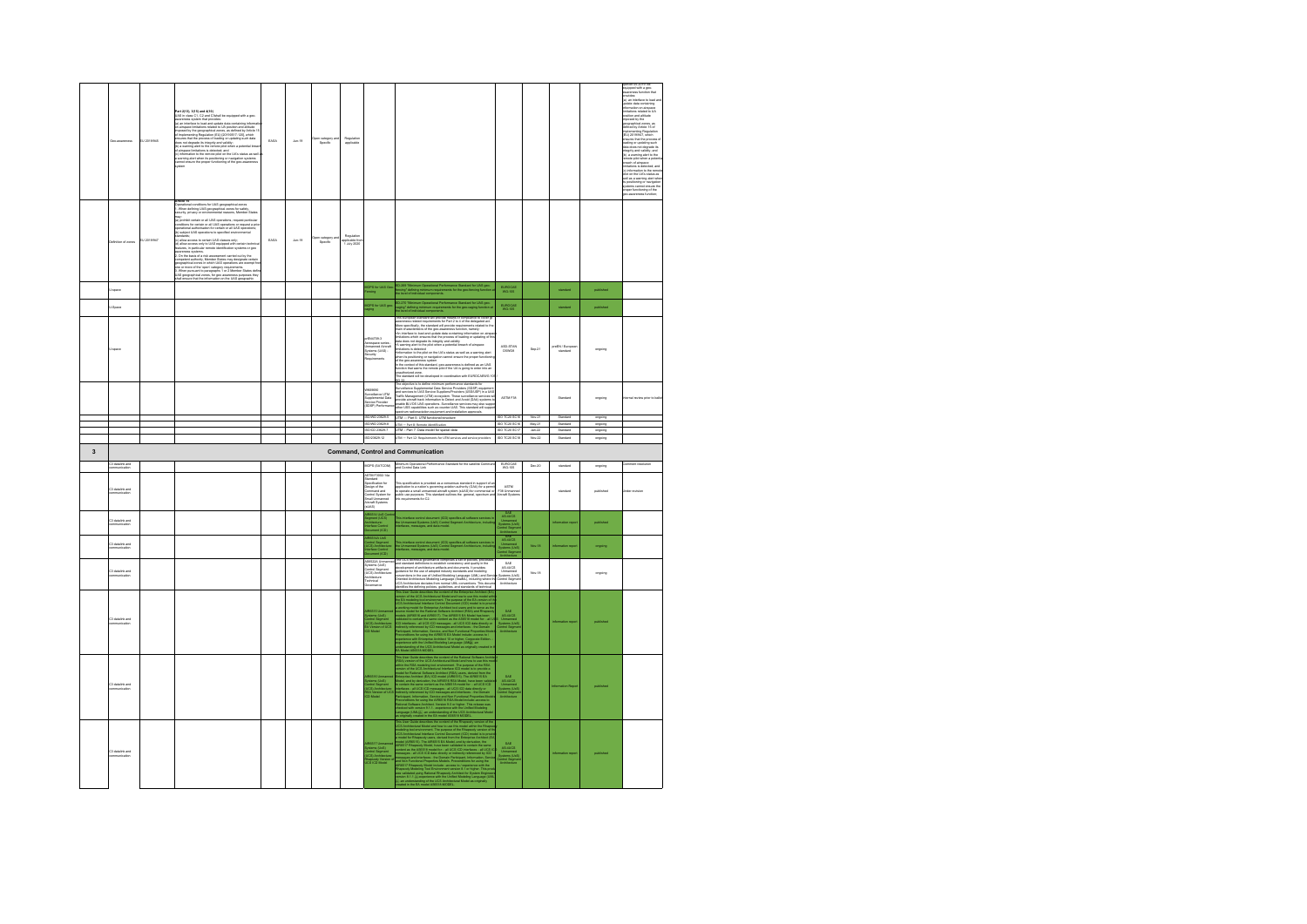| | | | | | | | | | | | | | | |
|---|---|---|---|---|---|---|---|---|---|---|---|---|---|---|
| | Geo-awareness | EU 2019/945 | Part 2(12), 3(11) and 4(11): (UAS in class C1, C2 and C3 shall) be equipped with a geo-awareness system that provides: (a) an interface to load and update data containing information on airspace limitations related to UA position and altitude imposed by the geographical zones, as defined by Article 15 of Implementing Regulation (EU) 2019/947, which ensures that the process of loading or updating such data does not degrade its integrity and validity; (b) a warning alert to the remote pilot when a potential breach of airspace limitations is detected; and (c) information to the remote pilot on the UA's status as well as a warning alert when its positioning or navigation systems cannot ensure the proper functioning of the geo-awareness system | EASA | Jun-19 | Open category and Specific | Regulation applicable | | | | | | | (UAS in class C1, C2 and C3 shall) be equipped with a geo-awareness function that provides: (a) an interface to load and update data containing information on airspace limitations related to UA position and altitude imposed by the geographical zones, as defined by Article 15 of Implementing Regulation (EU) 2019/947, which ensures that the process of loading or updating such data does not degrade its integrity and validity; and (b) a warning alert to the remote pilot when a potential breach of airspace limitations is detected; and (c) information to the remote pilot on the UA's status as well as a warning alert when its positioning or navigation systems cannot ensure the proper functioning of the geo-awareness function |
| | Definition of zones | EU 2019/947 | Article 15 Operational conditions for UAS geographical zones 1. When defining UAS geographical zones for safety, security, privacy or environmental reasons, Member States may: (a) prohibit certain or all UAS operations, request particular conditions for certain or all UAS operations or request a prior operational authorisation for certain or all UAS operations; (b) subject UAS operations to specified environmental standards; (c) allow access to certain UAS classes only; (d) allow access only to UAS equipped with certain technical features, in particular remote identification systems or geo-awareness systems. 2. On the basis of a risk assessment carried out by the competent authority, Member States may designate certain geographical zones in which UAS operations are exempted from one or more of the 'open' category requirements. 3. When pursuant to paragraphs 1 or 2 Member States define UAS geographical zones, for geo-awareness purposes they shall ensure that the information on the UAS geographic... | EASA | Jun-19 | Open category and Specific | Regulation applicable from 1 July 2020 | | | | | | | |
| | U-space | | | | | | | MOPS for UAS Geo-Fencing | ED-269 "Minimum Operational Performance Standard for UAS geo-fencing" defining minimum requirements for the geo-fencing function at the level of individual components. | EUROCAE WG-105 | | standard | published | |
| | U-Space | | | | | | | MOPS for UAS geo-caging | ED-270 "Minimum Operational Performance Standard for UAS geo-caging" defining minimum requirements for the geo-caging function at the level of individual components. | EUROCAE WG-105 | | standard | published | |
| | U-space | | | | | | | prEN4709-3 Aerospace series Unmanned Aircraft Systems (UAS) Security Requirements | ... awareness related requirements for Part 2 to 4 of the delegated act. More specifically, the standard will provide requirements related to the above characteristics of the geo-awareness function, namely: - An interface to load and update data containing information on airspace limitations which ensures that the process of loading or updating of this data does not degrade its integrity and validity; - A warning alert to the pilot when a potential breach of airspace limitations is detected; - Information to the pilot on the UA's status as well as warning alert when its positioning or navigation cannot ensure the proper functioning of the geo-awareness system. In the context of this standard, geo-awareness is defined as an UAS function that warns the remote pilot if the UA is going to enter into an unauthorized zone. The standard will be developed in coordination with EUROCAE WG-105 SG-33. | ASD-STAN D5WG8 | Sep-21 | prEN / European standard | ongoing | |
| | | | | | | | | WK69690 Surveillance UTM Supplemental Data Service Provider (SDSP) Performance | This objective is to define minimum performance standards for Surveillance Supplemental Data Service Providers (SDSP) equipment and services to UAS Service Suppliers/Providers (USS/USP) in a UAS Traffic Management (UTM) ecosystem. These surveillance services will provide aircraft track information to Detect and Avoid (DAA) systems to enable BVLOS UAS operations. Surveillance services may also support other USS capabilities such as conform UAS. This standard will support spectrum radio/acoustic equipment and installation approvals. | ASTM F38 | | Standard | ongoing | Internal review prior to ballot |
| | | | | | | | | ISO/WD 23629-5 | UTM -- Part 5: UTM functional structure | ISO TC20 SC16 | Nov-21 | Standard | ongoing | |
| | | | | | | | | ISO/WD 23629-8 | UTM -- Part 8: Remote identification | ISO TC20 SC16 | May-21 | Standard | ongoing | |
| | | | | | | | | ISO/CD 23629-7 | UTM -- Part 7: Data model for spatial data | ISO TC20 SC17 | Jan-22 | Standard | ongoing | |
| | | | | | | | | ISO/CD 23629-12 | UTM -- Part 12: Requirements for UTM services and service providers | ISO TC20 SC16 | Nov-22 | Standard | ongoing | |
| 3 | **Command, Control and Communication** | | | | | | | | | | | | | |
| | C3 datalink and communication | | | | | | | MOPS (SATCOM) | Minimum Operational Performance Standard for the satellite Command and Control Data Link | EUROCAE WG-105 | Dec-20 | standard | ongoing | Comment resolution |
| | C3 datalink and communication | | | | | | | ASTM F3002-14a Standard Specification for Design of the Command and Control System for Small Unmanned Aircraft Systems (sUAS) | This specification is provided as a consensus standard in support of an application to a nation's governing aviation authority (GAA) for a permit to operate a small unmanned aircraft system (sUAS) for commercial or public use purposes. This standard outlines the general, spectrum and link requirements for C2. | ASTM F38 Unmanned Aircraft Systems | | standard | published | Under revision |
| | C3 datalink and communication | | | | | | | AIR6514 UxS Control Segment (UCS) Architecture: Interface Control Document (ICD) | This interface control document (ICD) specifies all software services in the Unmanned Systems (UAS) Control Segment Architecture, including interfaces, messages, and data model. | SAE AS-4UCS Unmanned Systems (UxS) Control Segment Architecture | | information report | published | |
| | C3 datalink and communication | | | | | | | AIR6514A UxS Control Segment (UCS) Architecture Interface Control Document (ICD) | This interface control document (ICD) specifies all software services in the Unmanned Systems (UAS) Control Segment Architecture, including interfaces, messages, and data model. | SAE AS-4UCS Unmanned Systems (UxS) Control Segment Architecture | Nov-18 | information report | ongoing | |
| | C3 datalink and communication | | | | | | | AS6522A Unmanned Systems (UxS) Control Segment (UCS) Architecture: Architecture Technical Governance | The UCS technical governance comprises a set of policies, processes and standard definitions to establish consistency and quality in the development of architecture artifacts and documents. It provides guidance for the use of adopted industry standards and modeling conventions in the use of the Unified Modeling Language (UML) and Service Oriented Architecture Modeling Language (SoaML), including where the UCS Architecture deviates from normal UML conventions. This document identifies the defining policies, guidelines, and standards of technical... | SAE AS-4UCS Unmanned Systems (UxS) Control Segment Architecture | Nov-18 | | ongoing | |
| | C3 datalink and communication | | | | | | | AIR6517 Unmanned Systems (UxS) Control Segment (UCS) Architecture: EA Version of UCS ICD Model | This User Guide describes the content of the Enterprise Architect (EA) version of the UCS Architectural Model and how to use this model with the EA modeling tool environment. The purpose of the EA version of the UCS Architectural Interface Control Document (ICD) model is to provide a working model for Enterprise Architect tool users and to serve as the source model for the Rational Software Architect (RSA) and Rhapsody models (AIR6516 and AIR6517). The AIR6515 EA Model has been validated to contain the same content as the AS6518 model for: - all UCS ICD interfaces - all UCS ICD messages - all UCS ICD data directly or indirectly referenced by ICD messages and interfaces - the Domain Participant, Information, Service, and Non Functional Properties Models. Preconditions for using the AIR6515 EA Model include: access to / experience with Enterprise Architect 10 or higher, Corporate Edition, experience with the Unified Modeling Language (UML), an understanding of the UCS Architectural Model as originally created in the EA Model AS6518 MODEL. | SAE AS-4UCS Unmanned Systems (UxS) Control Segment Architecture | | information report | published | |
| | C3 datalink and communication | | | | | | | AIR6516 Unmanned Systems (UxS) Control Segment (UCS) Architecture: RSA Version of UCS ICD Model | This User Guide describes the content of the Rational Software Architect (RSA) version of the UCS Architectural Model and how to use this model within the RSA modeling tool environment. The purpose of the RSA version of the UCS Architectural Interface ICD model is to provide a model for Rational Software Architect (RSA) users, derived from the Enterprise Architect (EA) ICD model (AIR6515). The AIR6516 RSA Model, and by derivation the AIR6515 RSA Model, have been validated to contain the same content as the AS6518 model for: - all UCS ICD interfaces - all UCS ICD messages - all UCS ICD data directly or indirectly referenced by ICD messages and interfaces - the Domain Participant, Information, Service and Non Functional Properties Models. Preconditions for using the AIR6516 RSA Model include: access to Rational Software (Architect) Version 9.0 or higher. This release was validated with version 9.1.1 - experience with the Unified Modeling Language (UML) - an understanding of the UCS Architectural Model as originally created in the EA model AS6518 MODEL. | SAE AS-4UCS Unmanned Systems (UxS) Control Segment Architecture | | Information Report | published | |
| | C3 datalink and communication | | | | | | | AIR6517 Unmanned Systems (UxS) Control Segment (UCS) Architecture: Rhapsody Version of UCS ICD Model | This User Guide describes the content of the Rhapsody version of the UCS Architectural Model and how to use this model within the Rhapsody modeling tool environment. The purpose of the Rhapsody version of the UCS Architectural Interface Control Document (ICD) model is to provide a model for Rhapsody users, derived from the Enterprise Architect (EA) model (AIR6515). The AIR6517 Rhapsody Model, and by derivation, the AIR6517 Rhapsody Model, have been validated to contain the same content as the AS6518 model for: - all UCS ICD interfaces - all UCS ICD messages - all UCS ICD data directly or indirectly referenced by ICD messages and interfaces - the Domain Participant, Information, Service and Non Functional Properties Models. Preconditions for using the AIR6517 Rhapsody Model include: access to / experience with the Rhapsody Modeling Tool Environment version 8.1 or higher. This model was validated using Rational Rhapsody Architect for Systems Engineers Version 8.1.1, experience with the Unified Modeling Language (UML), an understanding of the UCS Architectural Model as originally created in the EA model AS6518 MODEL. | SAE AS-4UCS Unmanned Systems (UxS) Control Segment Architecture | | information report | published | |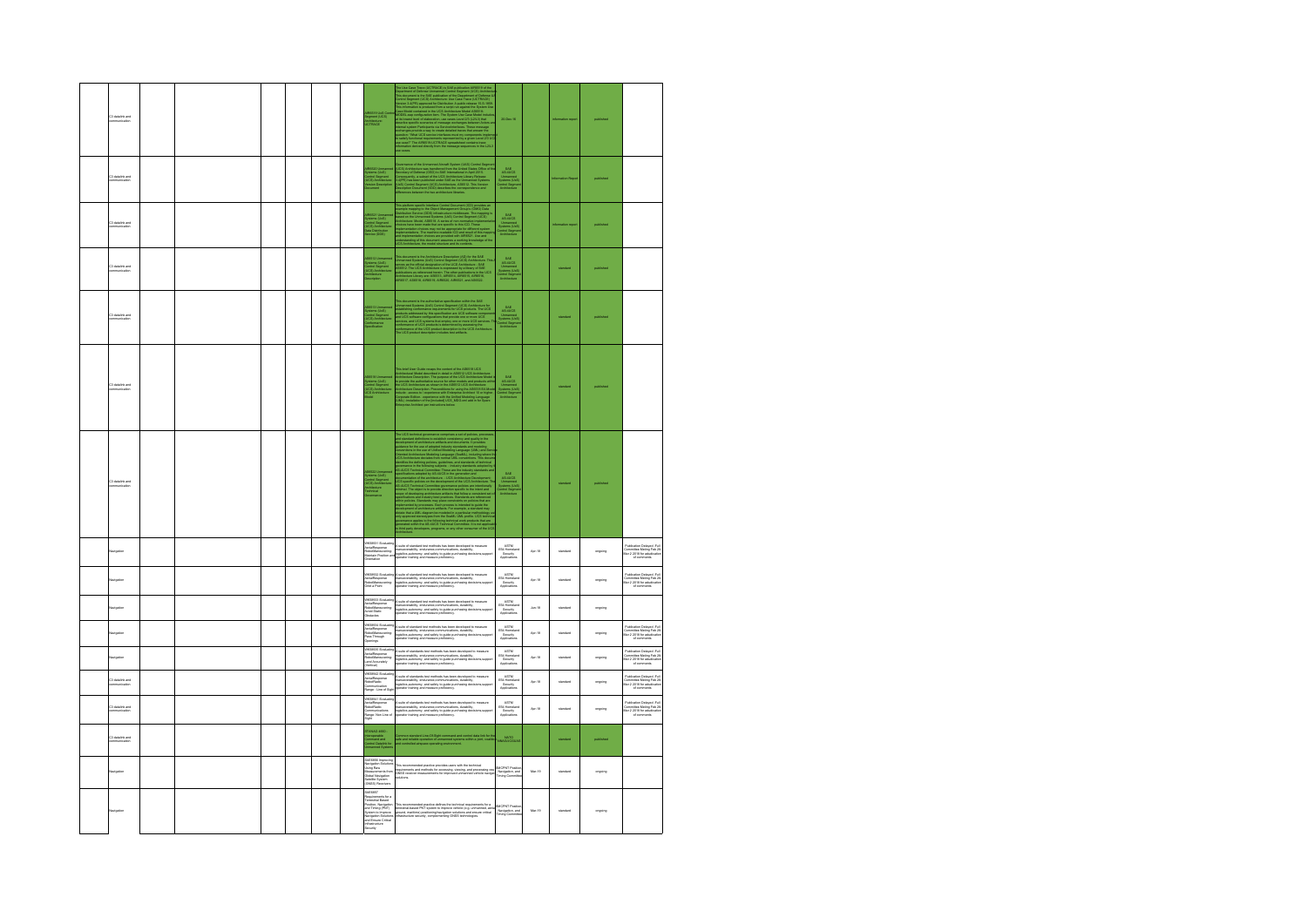| | | | | | | | | | | | | | |
|---|---|---|---|---|---|---|---|---|---|---|---|---|---|
| C3 datalink and communication | | | | | | | AIR6519 UxS Control Segment (UCS) Architecture: UCSTRACE | The Use Case Trace (UCSTRACE) is SAE publication AIR6519 of the Department of Defense Unmanned Control Segment (UCS) Architecture. This document is the SAE publication of the Department of Defense UAS Control Segment (UCS) Architecture: Use Case Trace (UCSTRACE) Version 3.4(PR) approved for Distribution A public release 15-S-1859. This information is produced from a model run against the System Use Case Model contained in the UCS Architecture Model (AS6518). AS6518 uses config-uration item. The System Use Case Model includes, at its lowest level of abstraction, use cases (Level 2(1-L2(L)) that describe specific scenarios of message exchanges between Actors and internal system Participants via Service interfaces. These message exchanges provide a way to create detailed traces that answer the question: "What UCS service interfaces must my components implement to satisfy functional requirements represented by a given Level 2(1-L2) use case?" The AIR6519 UCSTRACE spreadsheet contains trace information derived directly from the message sequences in the L2(L) use cases. | | 20-Dec-16 | information report | published | |
| C3 datalink and communication | | | | | | | AIR6520 Unmanned Systems (UxS) Control Segment (UCS) Architecture: Version Description Document | Governance of the Unmanned Aircraft System (UAS) Control Segment (UCS) Architecture was transferred from the United States Office of the Secretary of Defense (OSD) to SAE International in April 2015. Consequently, a subset of the UCS Architecture Library Release 3.4(PR) has been published under SAE as the Unmanned Systems (UxS) Control Segment (UCS) Architecture. AIR6520 This Version Description Document (VDD) describes the correspondence and differences between the two architecture libraries. | SAE AS-4UCS Unmanned Systems (UxS) Control Segment Architecture | | Information Report | published | |
| C3 datalink and communication | | | | | | | AIR6521 Unmanned Systems (UxS) Control Segment (UCS) Architecture: Data Distribution Service (DDS) | This platform specific Interface Control Document (ICD) provides an example mapping to the Object Management Group's (OMG) Data Distribution Service (DDS) infrastructure middleware. The mapping is based on the Unmanned Systems (UxS) Control Segment (UCS) Architecture Model, AS6518. A series of non-normative implementation choices have been made that are specific to this ICD. These implementation choices may not be appropriate for different system implementations. The rationale for ICD and result of this mapping and implementation choices are provided with AIR6521. Use and understanding of this document assumes a working knowledge of the UCS Architecture, the model structure and its contents. | SAE AS-4UCS Unmanned Systems (UxS) Control Segment Architecture | | information report | published | |
| C3 datalink and communication | | | | | | | AS6512 Unmanned Systems (UxS) Control Segment (UCS) Architecture: Architecture Description | This document is the Architecture Description (AD) for the SAE Unmanned Systems (UxS) Control Segment (UCS) Architecture. This AD serves as the official designation of the UCS Architecture - SAE AS6512. The UCS Architecture is expressed by a library of SAE publications as referenced herein. The other publications in the UCS Architecture Library are: AS6513, AIR6514, AIR6515, AS6516, AIR6517, AS6518, AIR6519, AIR6520, AIR6521, and AIR6522. | SAE AS-4UCS Unmanned Systems (UxS) Control Segment Architecture | | standard | published | |
| C3 datalink and communication | | | | | | | AS6513 Unmanned Systems (UxS) Control Segment (UCS) Architecture: Conformance Specification | This document is the authoritative specification within the SAE Unmanned Systems (UxS) Control Segment (UCS) Architecture for establishing conformance requirements for UCS products. The UCS products addressed by this specification are UCS software components, UCS software configurations that employ one or more UCS services, and UCS systems that employ one or more UCS services. The conformance of UCS products is determined by assessing the conformance of the UCS product description to the UCS Architecture. The UCS product description includes test artifacts. | SAE AS-4UCS Unmanned Systems (UxS) Control Segment Architecture | | standard | published | |
| C3 datalink and communication | | | | | | | AS6518 Unmanned Systems (UxS) Control Segment (UCS) Architecture: UCS Architecture Model | This brief User Guide recaps the content of the AS6518 UCS Architectural Model described in detail in AS6512 UCS Architecture: Architecture Description. The purpose of the UCS Architecture Model is to provide the authoritative source for other models and products within the UCS Architecture as shown in the AS6512 UCS Architecture: Architecture Description. Preconditions for using the AS6518 UCS Model include: access to / experience with Enterprise Architect 10 or higher, Corporate Edition - experience with the Unified Modeling Language (UML) - installation of the [included] UCS_MDG tool add-in for Sparx Enterprise Architect: see instructions below. | SAE AS-4UCS Unmanned Systems (UxS) Control Segment Architecture | | standard | published | |
| C3 datalink and communication | | | | | | | AS6522 Unmanned Systems (UxS) Control Segment (UCS) Architecture: Architecture Technical Governance | The UCS technical governance comprises a set of policies, processes, and standards definitions to establish consistency and quality in the development of architecture artifacts and documents. It provides guidance for the use of adopted industry standards and modeling conventions in the use of Unified Modeling Language (UML) and Service Oriented Architecture Modeling Language (SoaML), including where the UCS Architecture deviates from normal UML conventions. This document identifies the defining policies, guidelines, and standards of technical governance in the following subjects: - Industry standards adopted by AS-4UCS Technical Committee: These are the industry standards and specifications adopted by AS-4UCS in the generation and documentation of the architecture. - UCS Architecture Development: UCS-specific policies on the development of the UCS Architecture. The AS-4UCS Technical Committee governance policies are intentionally minimal. This object is to provide direction specific to the intent and scope of developing architectural artifacts that follow a consistent set of specifications and industry best practices. Standards are referenced where policies. Standards may place constraints on policies that are implemented as processes. Each process is intended to guide the development of architectural artifacts. For example, a standard may dictate that a UML diagram be modeled in a particular methodology or only approved stereotypes from the SoaML UML profile. UCS technical governance applies to the following technical work products that are generated within the AS-4UCS Technical Committee. It is not applicable to third-party developers, programs, or any other consumer of the UCS Architecture. | SAE AS-4UCS Unmanned Systems (UxS) Control Segment Architecture | | standard | published | |
| Navigation | | | | | | | WK58931 Evaluating Aerial Response Robot Maneuvering: Maintain Position and Orientation | A suite of standard test methods has been developed to measure maneuverability, endurance,communications, durability, logistics,autonomy, and safety to guide purchasing decisions,support operator training and measure proficiency. | ASTM E54 Homeland Security Applications | Apr-18 | standard | ongoing | Publication Delayed. Full Committee Ballot Feb 26-Mar 2 2018 for adjudication of comments. |
| Navigation | | | | | | | WK58932 Evaluating Aerial Response Robot Maneuvering: Orbit a Point | A suite of standard test methods has been developed to measure maneuverability, endurance,communications, durability, logistics,autonomy, and safety to guide purchasing decisions,support operator training and measure proficiency. | ASTM E54 Homeland Security Applications | Apr-18 | standard | ongoing | Publication Delayed. Full Committee Ballot Feb 26-Mar 2 2018 for adjudication of comments. |
| Navigation | | | | | | | WK58933 Evaluating Aerial Response Robot Maneuvering: Avoid Static Obstacles | A suite of standard test methods has been developed to measure maneuverability, endurance,communications, durability, logistics,autonomy, and safety to guide purchasing decisions,support operator training and measure proficiency. | ASTM E54 Homeland Security Applications | Jun-18 | standard | ongoing | |
| Navigation | | | | | | | WK58934 Evaluating Aerial Response Robot Maneuvering: Pass Through Openings | A suite of standard test methods has been developed to measure maneuverability, endurance,communications, durability, logistics,autonomy, and safety to guide purchasing decisions,support operator training and measure proficiency. | ASTM E54 Homeland Security Applications | Apr-18 | standard | ongoing | Publication Delayed. Full Committee Ballot Feb 26-Mar 2 2018 for adjudication of comments. |
| Navigation | | | | | | | WK58935 Evaluating Aerial Response Robot Maneuvering: Land Accurately (Vertical) | A suite of standards test methods has been developed to measure maneuverability, endurance,communications, durability, logistics,autonomy, and safety to guide purchasing decisions,support operator training and measure proficiency. | ASTM E54 Homeland Security Applications | Apr-18 | standard | ongoing | Publication Delayed. Full Committee Ballot Feb 26-Mar 2 2018 for adjudication of comments. |
| C3 datalink and communication | | | | | | | WK58942 Evaluating Aerial Response Robot Radio Communication Range: Line of Sight | A suite of standards test methods has been developed to measure maneuverability, endurance,communications, durability, logistics,autonomy, and safety to guide purchasing decisions,support operator training and measure proficiency. | ASTM E54 Homeland Security Applications | Apr-18 | standard | ongoing | Publication Delayed. Full Committee Ballot Feb 26-Mar 2 2018 for adjudication of comments. |
| C3 datalink and communication | | | | | | | WK58941 Evaluating Aerial Response Robot Radio Communications Range: Non Line of Sight | A suite of standards test methods has been developed to measure maneuverability, endurance,communications, durability, logistics,autonomy, and safety to guide purchasing decisions,support operator training and measure proficiency. | ASTM E54 Homeland Security Applications | Apr-18 | standard | ongoing | Publication Delayed. Full Committee Ballot Feb 26-Mar 2 2018 for adjudication of comments. |
| C3 datalink and communication | | | | | | | STANAG 4586 Interoperable Command and Control Data Link for Unmanned Systems | Common standard Line-Of-Sight command and control data link for the safe and reliable operation of unmanned systems within a pan-, enabling and controlled airspace operating environment | NATO NNAG/JCGUAS | | standard | published | |
| Navigation | | | | | | | SAE3xxx Improving Navigation Solutions Using Raw Measurements from Global Navigation Satellite System (GNSS) Receivers | This recommended practice provides users with the technical requirements and methods for accessing, storing, and processing raw GNSS receiver measurements for improved unmanned vehicle navigation solutions. | SAE CPNT Position Navigation and Timing Committee | Mar-19 | standard | ongoing | |
| Navigation | | | | | | | SAE3xxx Requirements for a Terrestrial Based Position, Navigation, and Timing (PNT) System to Improve Navigation Solutions and Ensure Critical Infrastructure Security | This recommended practice defines the technical requirements for a terrestrial-based PNT system to improve vehicle (e.g. unmanned, aerial, ground, maritime) positioning/navigation solutions and ensure critical infrastructure security, complementing GNSS technologies. | SAE CPNT Position Navigation and Timing Committee | Mar-19 | standard | ongoing | |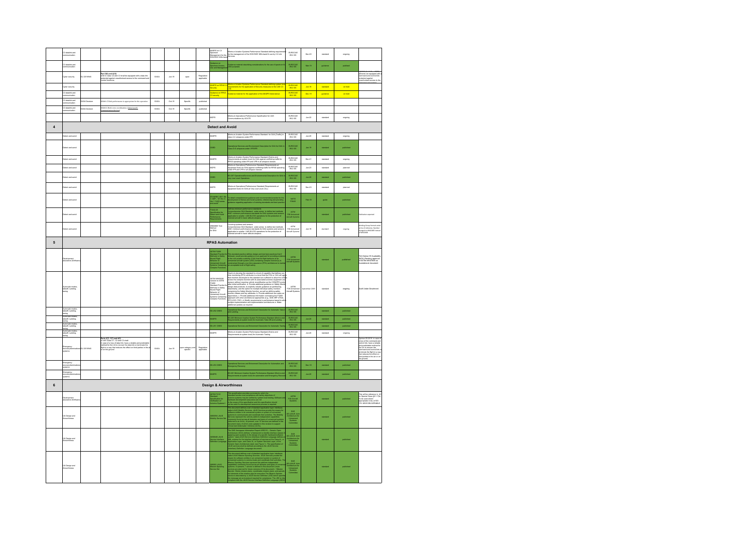| | | | | | | | | | | | | | |
|---|---|---|---|---|---|---|---|---|---|---|---|---|---|
| C2 datalink and communication | | | | | | | MASPS on C2 Spectrum Management for the 5030/5091 MHz band | Minimum Aviation System Performance Standard defining requirements for the management of the 5030/5091 MHz band for use by C2 Link Services | EUROCAE WG-105 | Dec-20 | standard | ongoing | |
| C2 datalink and communication | | | | | | | Guidance on Spectrum Access, Use and Management | Guidance material describing considerations for the use of spectrum for UAS purposes | EUROCAE WG-105 | Mar-19 | guidance | published | |
| Cyber security | EU 2019/945 | Part 3(6) and 4(12) UAS in class C2 and C3 shall be equipped with a data link protected against unauthorised access to the command and control functions | EASA | Jun-19 | open | Regulation applicable | | | | | | | ... shall be equipped with a command and control link protected against unauthorised access to the command and control functions |
| Cyber security | | | | | | | MASPS on RPAS C2 Security | Minimum Aviation System Performance Standard defining system level requirements for the application of Security measures to the UAS C2 Link | EUROCAE WG-105 | Jun-19 | standard | on hold | |
| C2 datalink and communication | | | | | | | Guidance on RPAS C2 security | Guidance material for the application of the MASPS listed above | EUROCAE WG-105 | Dec-19 | guidance | on hold | |
| C2 datalink and communication | EASA Decision | (SORA) C2 link performance is appropriate for the operation | EASA | Oct-19 | Specific | published | | | | | | | |
| C2 datalink and communication | EASA Decision | (SORA) Multi crew coordination (Reference ...) | EASA | Oct-19 | Specific | published | | | | | | | |
| | | | | | | | MOPS | Minimum Operational Performance Specification for UAS Communications by SATCOM | EUROCAE WG-105 | Jun-22 | standard | ongoing | |

## 4 Detect and Avoid

| | | | | | | | | | | | | | |
|---|---|---|---|---|---|---|---|---|---|---|---|---|---|
| Detect and avoid | | | | | | | MASPS | Minimum Aviation System Performance Standard for DAA (Traffic) in class A-C airspaces under IFR | EUROCAE WG-105 | Jun-20 | standard | ongoing | |
| Detect and avoid | | | | | | | OSED | Operational Services and Environment Description for DAA for DAA in Class D-G airspaces under VFR/IFR | EUROCAE WG-105 | Jun-19 | standard | published | |
| Detect and avoid | | | | | | | MASPS | Minimum Aviation System Performance Standard (End-to-end Requirements at system level) for DAA against conflicting traffic for RPAS operating under IFR and VFR in all airspace classes | EUROCAE WG-105 | Dec-21 | standard | ongoing | |
| Detect and avoid | | | | | | | MOPS | Minimum Operational Performance Standard (Requirements at equipment level) for DAA against conflicting traffic for RPAS operating under IFR and VFR in all airspace classes | EUROCAE WG-105 | Jun-23 | standard | planned | |
| Detect and avoid | | | | | | | OSED | ED-267 Operational Services and Environmental Description for DAA in Very Low Level Operations | EUROCAE WG-105 | Jun-20 | standard | published | |
| Detect and avoid | | | | | | | MOPS | Minimum Operational Performance Standard (Requirements at equipment level) for DAA at Very Low Level (VLL) | EUROCAE WG-105 | Dec-23 | standard | planned | |
| Detect and avoid | | | | | | | STANREC 4811 Ed. 1 / AEP - 101 Ed. A Ver. 1 "UAS sense and avoid" | To detail comprehensive guidance and recommended practice for the development of Sense and Avoid systems, referencing and providing guidance regarding application of existing standards and best practice | NATO FINAS | Feb-19 | guide | published | |
| Detect and avoid | | | | | | | F3442/F3442M-20 Specification for Detect and Avoid Performance Requirements | Defines minimum performance standards. Comprehensive DAA Standard: under annex: to define test methods AND minimum performance standards for DAA systems and sensors applicable to smaller UAS BVLOS operations for the protection of manned aircraft in lower altitude airspace | ASTM F38 Unmanned Aircraft Systems | | standard | published | Publication expected |
| Detect and avoid | | | | | | | WK62669 Test Method for DAA | Covering systems and sensors. Comprehensive DAA Standard: under annex: to define test methods AND minimum performance standards for DAA systems and sensors applicable to smaller UAS BVLOS operations for the protection of manned aircraft in lower altitude airspace | ASTM F38 Unmanned Aircraft Systems | Jun-18 | standard | ongoing | Working Group formed under terms of reference. Number changed to WK62669 |

## 5 RPAS Automation

| | | | | | | | | | | | | | |
|---|---|---|---|---|---|---|---|---|---|---|---|---|---|
| Development assurance (Software) | | | | | | | ASTM F3269 Standard Practice for Methods to Safely Bound Flight Behavior of Unmanned Aircraft Systems Containing Complex Functions | This standard practice defines design and test best practices that if followed, would provide guidance to an applicant for providing evidence to the civil aviation authority (CAA) that the flight behavior of an unmanned aircraft system (UAS) containing complex function(s) is constrained through a run-time assurance (RTA) architecture to maintain an acceptable level of flight safety. | ASTM F38 Unmanned Aircraft Systems | | standard | published | FAA Notice Of Availability (NOA) Pending approval of ASTM WK57659 as foundational document |
| Automatic modes: takeoff, Landing, taxiing | | | | | | | ASTM WK65056 revision to ASTM F3269 Standard Practice for Methods to Safely Bound Flight Behavior of Unmanned Aircraft Systems Containing Complex Functions | Goal is to develop this standard to a level of capability that defines run time monitoring (RTA) attributes to a level that the FAA or CAA will agree that monitors developed to this standard are sufficient to allow the UAS to involve the complex function with its associated avionics equipment and sensors without requiring vehicle recertification as the CONOPS evolve after initial certification. a. Provide additional guidance on Safety Monitor design best practices, to explicitly include guidance on partitioning (boundaries), and the option for multiple individual safety monitors comprising the Safety Monitor function, as well as defining safety monitor classes and key attributes. b. Provide additional use cases as appendices. c. Provide additional information contrasting the F3269 approach with other architectural approaches (e.g. SAE ARP 4754A, RTCA DO-178C). d. Modify requirements to performance based to allow multiple implementation and implementation architectures. e. Make additional updates as required. | ASTM F38 Unmanned Aircraft Systems | September 2020 | standard | ongoing | Draft Under Development |
| Automatic modes: takeoff, Landing, taxiing | | | | | | | ED-252 OSED | Operational Services and Environment Description for Automatic Take-off and Landing | EUROCAE WG-105 | | standard | published | |
| Automatic modes: takeoff, Landing, taxiing | | | | | | | MASPS | ED-253 Minimum Aviation System Performance Standard (End-to-end Requirements at system level) for Automatic Take-Off and Landing | EUROCAE WG-105 | Jun-20 | standard | published | |
| Automatic modes: takeoff, Landing, taxiing | | | | | | | ED-281 OSED | Operational Services and Environment Description for Automatic Taxiing | EUROCAE WG-105 | | standard | published | |
| Automatic modes: takeoff, Landing, taxiing | | | | | | | MASPS | Minimum Aviation System Performance Standard (End-to-end Requirements at system level) for Automatic Taxiing | EUROCAE WG-105 | Jun-20 | standard | ongoing | |
| Emergency recovery/termination systems | EU 2019/945 | Parts 2(7), 3(7) and 4(7): A UAS Class C1, C2 and C3 shall: in case of a loss of data link, have a reliable and predictable method for the UA to recover the data link or terminate the flight in a way that reduces the effect on third parties in the air or on the ground | EASA | Jun-19 | open category and specific | Regulation applicable | | | | | | | Section 20.2071: in case of a loss of the command and control link, have a reliable and predictable method for the UA to recover the command and control link or terminate the flight in a way that reduces the effect on third parties in the air or on the ground. |
| Emergency recovery/termination systems | | | | | | | ED-280 OSED | Operational Services and Environment Description for Automation and Emergency Recovery | EUROCAE WG-105 | Dec-19 | standard | published | |
| Emergency recovery/termination systems | | | | | | | MASPS | ED-281 Minimum Aviation System Performance Standard (End-to-end Requirements at system level) for automation and Emergency Recovery | EUROCAE WG-105 | Jun-20 | standard | published | |

## 6 Design & Airworthiness

| | | | | | | | | | | | | | |
|---|---|---|---|---|---|---|---|---|---|---|---|---|---|
| Development assurance (Software) | | | | | | | ASTM F3153 Specification for Verification of Avionics Systems | This specification provides a process by which the intended function and compliance with safety objectives of avionics systems may be verified by system-level testing. Software and hardware development assurance are not in the scope of this specification and this specification should not be used in lieu of development assurance process as required. | ASTM F39 Aircraft Systems | | standard | published | This will be referenced in AC for Special Class (§21.17b). To be used where appropriate in lieu of DO-178 / SW DEV ASSURANCE |
| UA Design and Airworthiness | | | | | | | AS6009 JAUS Mobility Service Set | This document defines a set of standard application layer interfaces called JAUS Mobility Services. JAUS Services provide the means for software entities in an unmanned system or system of unmanned systems to communicate and coordinate their activities. The Mobility Services represent the vehicle platform-independent capabilities commonly found across all domains and types of unmanned systems (referred to as UxVs). At present, over 15 services are defined in this document many of which were updated in this revision to support Unmanned Underwater Vehicles (UUVs). | SAE AS-4JAUS Joint Architecture for Unmanned Systems Committee | | standard | published | |
| UA Design and Airworthiness | | | | | | | AS6040 JAUS Service Interface Definition Language | The SAE Aerospace Information Report AIR5315 – Generic Open Architecture (GOA) defines a framework to classify interface classes in applying open systems to the design of a specific hardware/software system. JAUS Service Interface Definition Language defines an XML schema for the interface definition of services at the Class 4L, or Application Layer, and Class 3L, or System Services Layer, of the Generic Open Architecture stack (see Figure 1). The specification of JAUS services shall be defined according to the JAUS Service Interface Definition Language document. | SAE AS-4JAUS Joint Architecture for Unmanned Systems Committee | | standard | published | |
| UA Design and Airworthiness | | | | | | | AS6062 JAUS Mission Spooling Service Set | This document defines a set of standard application layer interfaces called JAUS Mission Spooling Services. JAUS Services provide the means for software entities in an unmanned system or system of unmanned systems to communicate and coordinate their activities. The Mission Spooling Services represent the platform-independent capabilities commonly found across all domains and types of unmanned systems. At present, 1 service is defined in this document ("Mission Spooler"). Other services are planned for future revisions of this document. The Mission Spooler service allows for storage and coordinated execution of mission elements. | SAE AS-4JAUS Joint Architecture for Unmanned Systems Committee | | standard | published | |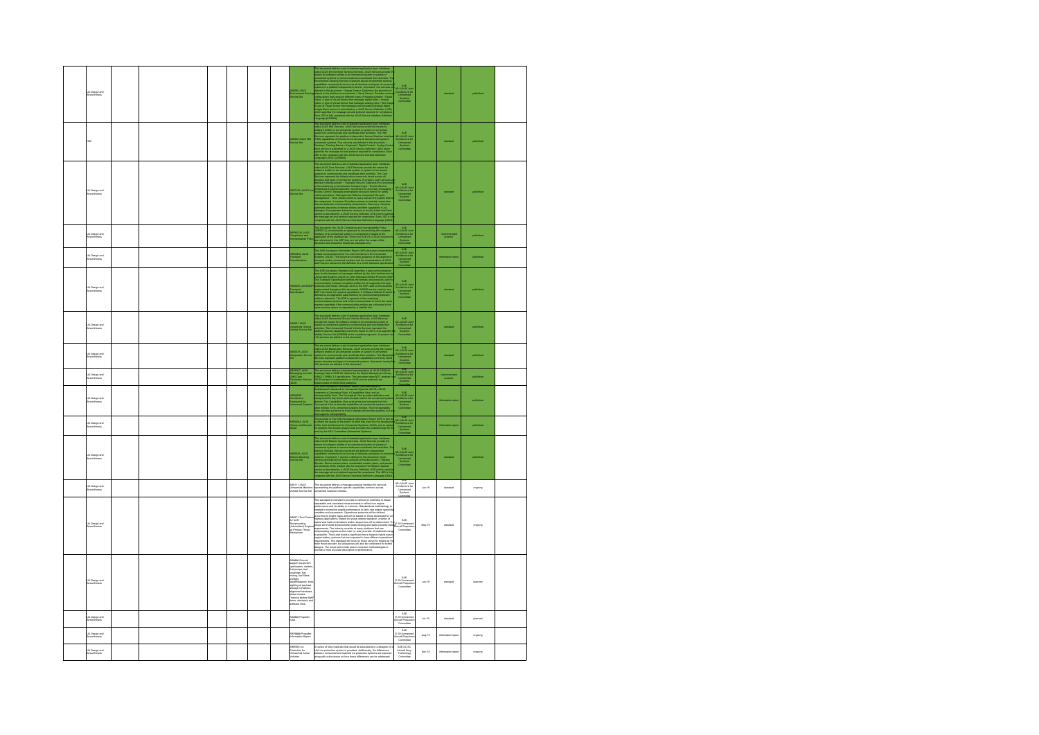| | | | | | | | | | | | | |
|---|---|---|---|---|---|---|---|---|---|---|---|---|
| UA Design and Airworthiness | | | | | | AS6060 JAUS Environment Sensing Service Set | This document defines a set of standard application layer interfaces called JAUS Environment Sensing Services. JAUS Services provide the means for software entities in an unmanned system or system of unmanned systems to communicate and coordinate their activities. The Environment Sensing Services represent typical environment sensing capabilities commonly found across all domains and types of unmanned systems. At present, seven (7) services are defined in this document: • Range Sensor: Determine the proximity of objects in the platform's environment • Visual Sensor: Provides control of configuration and setup for different types of imaging systems • Digital Video: A type of Visual Sensor that manages digital video • Analog Video: A type of Visual Sensor that manages analog video • Still Image: A type of Visual Sensor that manages and encodes individual digital images. Each service is described by a JAUS Service Definition (JSD) which specifies the message set and protocol required for compliance. Each JSD is fully compliant with the JAUS Service Interface Definition Language (JSIDL). | SAE AS-4JAUS Joint Architecture for Unmanned Systems Committee | | standard | published | |
| HMI | | | | | | AS6040 JAUS HMI Service Set | This document defines a set of standard application layer interfaces called JAUS HMI Services. JAUS Services provide the means for software entities in an unmanned system or system of unmanned systems to communicate and coordinate their activities. The HMI Services represent the platform-independent Human Machine Interface (HMI) capabilities commonly found across all domains and types of unmanned systems. Five services are defined in this document: • Drawing • Pointing Device • Keyboard • Digital Control • Analog Control. Each service is described by a JAUS Service Definition (JSD) which specifies the message set and protocol required for compliance. Each JSD is fully compliant with the JAUS Service Interface Definition Language (JSIDL) (AS5684A). | SAE AS-4JAUS Joint Architecture for Unmanned Systems Committee | | standard | published | |
| UA Design and Airworthiness | | | | | | AS5710A JAUS Core Service Set | This document defines a set of standard application layer interfaces called JAUS Core Services. JAUS Services provide the means for software entities in an unmanned system or system of unmanned systems to communicate and coordinate their activities. The Core Services represent the infrastructure commonly found across all domains and types of unmanned systems. At present, eight services are defined in this document: • Transport Service: Abstracts the functionality of the underlying communication transport layer • Events Service: Establishes a publish/subscribe mechanism for automatic messaging • Access Control: Manages preemptable exclusive control for safety critical operations • Management: Defines component life-cycle management • Time: Allows clients to query and set the system time for the component • Liveness: Provides a means to maintain connection liveness between communicating components • Discovery: Ensures automatic discovery of remote entities and their capabilities • List Manager: Encompasses behavior common to maintaining lists. Each service is described by a JAUS Service Definition (JSD) which specifies the message set and protocol required for compliance. Each JSD is fully compliant with the JAUS Service Interface Definition Language (JSIDL). | SAE AS-4JAUS Joint Architecture for Unmanned Systems Committee | | standard | published | |
| UA Design and Airworthiness | | | | | | ARP6012A JAUS Compliance and Interoperability Policy | This document, the JAUS Compliance and Interoperability Policy (ARP6012), recommends an approach to documenting the complete interface of an unmanned system or component in regard to the application of the standard set. While non-SAE AS-4 JAUS documents are referenced in this ARP they are not within the scope of this document and should be viewed as examples only. | SAE AS-4JAUS Joint Architecture for Unmanned Systems Committee | | recommended practice | published | |
| UA Design and Airworthiness | | | | | | AIR5645A JAUS Transport Considerations | This SAE Aerospace Information Report (AIR) discusses characteristics of data communications for the Joint Architecture for Unmanned Systems (JAUS). This document provides guidance on the aspects of transport media, unmanned systems and the characteristics of JAUS itself that are relevant to the definition of a JAUS transport specification. | SAE AS-4JAUS Joint Architecture for Unmanned Systems Committee | | information report | published | |
| UA Design and Airworthiness | | | | | | AS5669A JAUS/SDP Transport Specification | This SAE Aerospace Standard (AS) specifies a data communications layer for the transport of messages defined by the Joint Architecture for Unmanned Systems (JAUS) or other Software Defined Protocols (SDP). This Transport Specification defines the formats and protocols used for communication between compliant entities for all supported link layer protocols and media. Although JAUS is the SDP used as the example implementation throughout this document, AS5669 can be used for any SDP that meets the required capabilities. A Software Defined Protocol is defined as an application data interface for communicating between software elements. The SDP is agnostic of the underlying communications protocol and in fact communicates in much the same manner regardless if the communicating entities are collocated in the same memory space or separated by a satellite link. | SAE AS-4JAUS Joint Architecture for Unmanned Systems Committee | | standard | published | |
| UA Design and Airworthiness | | | | | | AS6091 JAUS Unmanned Ground Vehicle Service Set | This document defines a set of standard application layer interfaces called JAUS Unmanned Ground Vehicle Services. JAUS Services provide the means for software entities in an unmanned system or system of unmanned systems to communicate and coordinate their activities. The Unmanned Ground Vehicle Services represent the platform-specific capabilities commonly found in UGVs, and augment the Mobility Service Set [AS6009] which is platform-agnostic. At present 13 services are defined in this document. | SAE AS-4JAUS Joint Architecture for Unmanned Systems Committee | | standard | published | |
| UA Design and Airworthiness | | | | | | AS6057A JAUS Manipulator Service Set | This document defines a set of standard application layer interfaces called JAUS Manipulator Services. JAUS Services provide the means for software entities in an unmanned system or system of unmanned systems to communicate and coordinate their activities. The Manipulator Services represent platform-independent capabilities commonly found across domains and types of unmanned systems. At present, twenty-five (25) services are defined in this document. | SAE AS-4JAUS Joint Architecture for Unmanned Systems Committee | | standard | published | |
| UA Design and Airworthiness | | | | | | ARP6227 JAUS Messaging over the OMG Data Distribution Service (DDS) | This document defines a standard representation of JAUS AS5684A message data in IDL as defined by the Object Management Group (OMG) CORBA 3.2 specification. This document does NOT address how JAUS transport considerations or JAUS service protocols are implemented on OMG DDS platforms. | SAE AS-4JAUS Joint Architecture for Unmanned Systems Committee | | recommended practice | published | |
| UA Design and Airworthiness | | | | | | AIR5665 Architecture Framework for Unmanned Systems | This SAE Aerospace Information Report (AIR) describes an Architecture Framework for Unmanned Systems (AFUS). AFUS comprises a Conceptual View, a Capabilities View, and an Interoperability View. The Conceptual View provides definitions and background for key terms and concepts used in the unmanned systems domain. The Capabilities View uses terms and concepts from the Conceptual View to describe capabilities of unmanned systems and of other entities in the unmanned systems domain. The Interoperability View provides guidance on how to design and develop systems in a way that supports interoperability. | SAE AS-4JAUS Joint Architecture for Unmanned Systems Committee | | information report | published | |
| UA Design and Airworthiness | | | | | | AIR5664A JAUS History and Domain Model | The purpose of this SAE Aerospace Information Report (AIR) is two-fold: to inform the reader of the extent of effort that went into the development of the Joint Architecture for Unmanned Systems (JAUS), and to capture for posterity the domain analysis that provides the underpinnings for the work by the AS-4 Committee (Unmanned Systems). | SAE AS-4JAUS Joint Architecture for Unmanned Systems Committee | | information report | published | |
| UA Design and Airworthiness | | | | | | AS6062A JAUS Mission Spooling Service Set | This document defines a set of standard application layer interfaces called JAUS Mission Spooling Services. JAUS Services provide the means for software entities in an unmanned system or system of unmanned systems to communicate and coordinate their activities. The Mission Spooling Services represent the platform-independent capabilities commonly found across all domains and types of unmanned systems. At present, 1 service is defined in this document (more services are planned for future versions of this document): • Mission Spooler: Stores mission plans, coordinates mission plans, and parcels out elements of the mission plan for execution. The Mission Spooler service is described by a JAUS Service Definition (JSD) which specifies the message set and protocol required for compliance. The JSD is fully compliant with the JAUS Service Interface Definition Language (JSIDL). | SAE AS-4JAUS Joint Architecture for Unmanned Systems Committee | | standard | published | |
| UA Design and Airworthiness | | | | | | AS6111 JAUS Unmanned Maritime Vehicle Service Set | This document defines a messages passing interface for services representing the platform-specific capabilities common across unmanned maritime vehicles. | SAE AS-4JAUS Joint Architecture for Unmanned Systems Committee | Jun-19 | standard | ongoing | |
| UA Design and Airworthiness | | | | | | AS6971 Test Protocol for UAS Reciprocating /Intermittent Engines as Primary Thrust Mechanism | This standard is intended to provide a method (or methods) to obtain repeatable and consistent measurements to reflect true engine performance and durability in a stressor. Standardized methodology is needed to normalize engine performance to fairly rank engine operating variables and parameters. Operational protocols will be defined according to engine sizes and will be based on those developed for on-highway applications. Based on typical engine operation, a series of speed and load combinations and/or sequences will be determined. The scope will include dynamometer-based testing and static propeller-based experiments. The industry consists of many platforms that use reciprocating engines as the main (or sole) provider of rotational energy to propeller. There also exists a significant move towards hybrid-based engine-battery systems that are expected to have different operational requirements. This standard will focus on those using the engine as the main thrust provider, but allowances will also be considered for hybrid designs. The scope will include power correction methodologies to provide a more accurate description of performance. | SAE E-39 Unmanned Aircraft Propulsion Committee | May-19 | standard | ongoing | |
| UA Design and Airworthiness | | | | | | AS6686 Ground support equipment (generators, starters, fuel pumps, fuel couplings, fuel mixing, fuel filters, preflight weight/balance, bore sighting of payload, storage containers, alignment hardware, rebuilt checks, "remove before flight" items, electronic and software links) | | SAE E-39 Unmanned Aircraft Propulsion Committee | Jun-19 | standard | planned | |
| UA Design and Airworthiness | | | | | | AS6688 Propeller hubs | | SAE E-39 Unmanned Aircraft Propulsion Committee | Jul-19 | standard | planned | |
| UA Design and Airworthiness | | | | | | AIR6688 Propeller Information Report | | SAE E-39 Unmanned Aircraft Propulsion Committee | Aug-19 | information report | ongoing | |
| UA Design and Airworthiness | | | | | | AIR6962 Ice Protection for Unmanned Aerial Vehicles | A review of icing materials that would be educational to a designer of a UAV ice protection system is provided. Additionally, the differences between unmanned and manned ice protection systems are explored along with a discussion on how these differences can be addressed. | SAE AC-9C Aircraft Icing Technology Committee | Dec-18 | information report | ongoing | |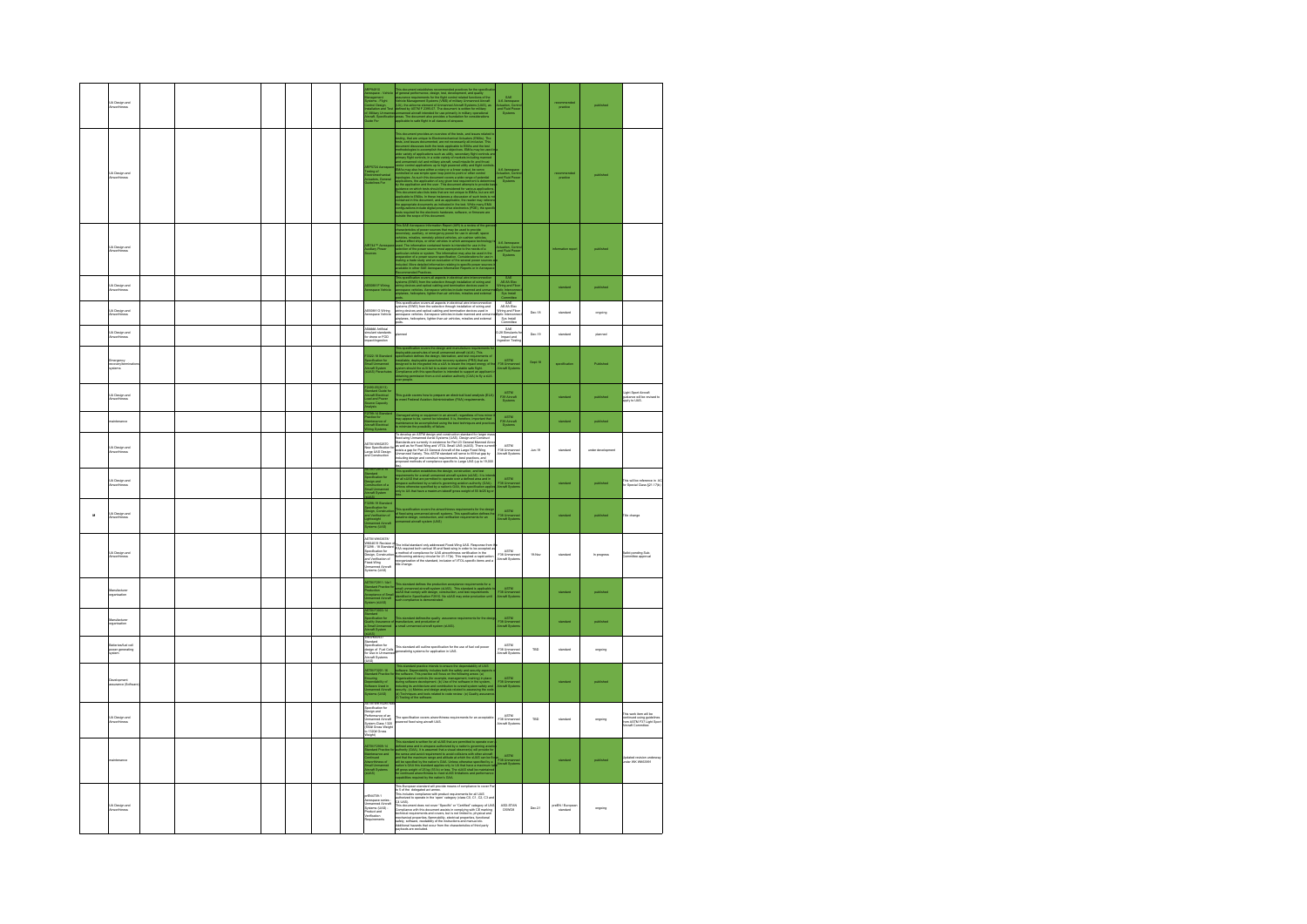| | | | | | | | | | | | | |
|---|---|---|---|---|---|---|---|---|---|---|---|---|
| | Lift Design and Airworthiness | | | | | ARP94910 Aerospace - Vehicle Management Systems - Flight Control Design, Installation and Test of, Military Unmanned Aircraft, Specification Guide For | This document establishes recommended practices for the specification of general performance, design, test, development, and quality assurance requirements for the flight control related functions of the Vehicle Management Systems (VMS) of military Unmanned Aircraft (UA). | SAE A-6 Aerospace Actuation, Control and Fluid Power Systems | | recommended practice | published | |
| | Lift Design and Airworthiness | | | | | ARP6724 Aerospace Testing of Electromechanical Actuators, General Guidelines For | | SAE A-6 Aerospace Actuation, Control and Fluid Power Systems | | recommended practice | published | |
| | Lift Design and Airworthiness | | | | | AIR744 Aerospace Auxiliary Power Sources | | SAE A-6 Aerospace Actuation, Control and Fluid Power Systems | | information report | published | |
| | Lift Design and Airworthiness | | | | | AS50881F Wiring Aerospace Vehicle | This specification covers all aspects in electrical wire interconnection systems (EWIS) from the selection through installation of wiring and wiring devices and optical cabling and termination devices used in aerospace vehicles. | SAE AE-8A Elec Wiring and Fiber Optic Interconnect Sys Install Committee | | standard | published | |
| | Lift Design and Airworthiness | | | | | AS50881G Wiring Aerospace Vehicle | This specification covers all aspects in electrical wire interconnection systems (EWIS) from the selection through installation of wiring and wiring devices and optical cabling and termination devices used in aerospace vehicles. | SAE AE-8A Elec Wiring and Fiber Optic Interconnect Sys Install Committee | Dec-18 | standard | ongoing | |
| | Lift Design and Airworthiness | | | | | AS6444 Airfoil ... impact/ingestion | planned | SAE G-28 Simulants for Impact and Ingestion Testing | Dec-19 | standard | planned | |
| | Emergency recovery/termination systems | | | | | F3322-18 Standard Specification for Small Unmanned Aircraft System (sUAS) Parachutes | This specification covers the design and manufacture requirements for deployable parachutes of small unmanned aircraft (sUA). | ASTM F38 Unmanned Aircraft Systems | Feb-18 | specification | Published | |
| | Lift Design and Airworthiness | | | | | F2490-05(2015) Standard Guide for Aircraft Electrical Load and Power Source Capacity Analysis | This guide covers how to prepare an electrical load analysis (ELA) to meet Federal Aviation Administration (FAA) requirements. | ASTM F39 Aircraft Systems | | standard | published | Light Sport Aircraft guidance will be revised to apply to UAS. |
| | Maintenance | | | | | F2799-14 Standard Practice for Maintenance of Aircraft Electrical Wiring Systems | | ASTM F39 Aircraft Systems | | standard | published | |
| | Lift Design and Airworthiness | | | | | ASTM WK62670 New Specification for Large UAS Design and Construction | | ASTM F38 Unmanned Aircraft Systems | Jun-19 | standard | under development | |
| | Lift Design and Airworthiness | | | | | F3298-18 Standard Specification for Design and Construction of a Small Unmanned Aircraft System (sUAS) | This specification establishes the design, construction, and test requirements for a small unmanned aircraft system (sUAS). | ASTM F38 Unmanned Aircraft Systems | | standard | published | This will be referenced in AC for Special Class (21.17b) |
| xii | Lift Design and Airworthiness | | | | | F3298-19 Standard Specification for Design, Construction, and Verification of Lightweight Unmanned Aircraft Systems (UAS) | This specification covers the airworthiness requirements for the design of fixed wing unmanned aircraft systems. | ASTM F38 Unmanned Aircraft Systems | | standard | published | Title change |
| | Lift Design and Airworthiness | | | | | ASTM WK63077 / WK64610 Revision of F3298-19 Standard Specification for Design, Construction and Verification of Fixed Wing Unmanned Aircraft Systems (UAS) | | ASTM F38 Unmanned Aircraft Systems | 19-Nov | standard | in progress | Ballot pending Sub-Committee approval |
| | Manufacturer organization | | | | | ASTM F3003-14 Standard Practice for Production Acceptance of Small Unmanned Aircraft System (sUAS) | This standard defines the production acceptance requirements for a small unmanned aircraft system (sUAS). | ASTM F38 Unmanned Aircraft Systems | | standard | published | |
| | Manufacturer organization | | | | | ASTM F3003 Standard Specification for Quality Assurance of a Small Unmanned Aircraft System (sUAS) | This standard defines the quality assurance requirements for the design, manufacture, and production of a small unmanned aircraft system (sUAS). | ASTM F38 Unmanned Aircraft Systems | | standard | published | |
| | Batteries/fuel cell power generating system | | | | | Standard Specification for design of Fuel Cells for Use in Unmanned Aircraft Systems (UAS) | This standard will outline specification for the use of fuel cell power generating systems for application in UAS. | ASTM F38 Unmanned Aircraft Systems | TBD | standard | ongoing | |
| | Development assurance (Software) | | | | | ASTM F3201-16 Standard Practice for Ensuring Dependability of Software Used in Unmanned Aircraft Systems (UAS) | This standard practice intends to ensure the dependability of UAS software. | ASTM F38 Unmanned Aircraft Systems | | standard | published | |
| | Lift Design and Airworthiness | | | | | Specification for Design and Performance of an Unmanned Aircraft System Class 1320 | The specification covers airworthiness requirements for an acceptable powered fixed wing aircraft UAS. | ASTM F38 Unmanned Aircraft Systems | TBD | standard | ongoing | This work item will be continued using guidelines from ASTM F37 Light Sport Aircraft Committee |
| | Maintenance | | | | | ASTM F2909-14 Standard Practice for Maintenance and Continued Airworthiness of Small Unmanned Aircraft Systems (sUAS) | | ASTM F38 Unmanned Aircraft Systems | | standard | published | Updated revision underway |
| | Lift Design and Airworthiness | | | | | prEN4709-1 Aerospace series Unmanned Aircraft Systems (UAS) - Product and Verification Requirements | This European standard will provide means of compliance to cover Part of the delegated act annex. | ASD-STAN D5WG8 | Dec-21 | prEN / European standard | ongoing | |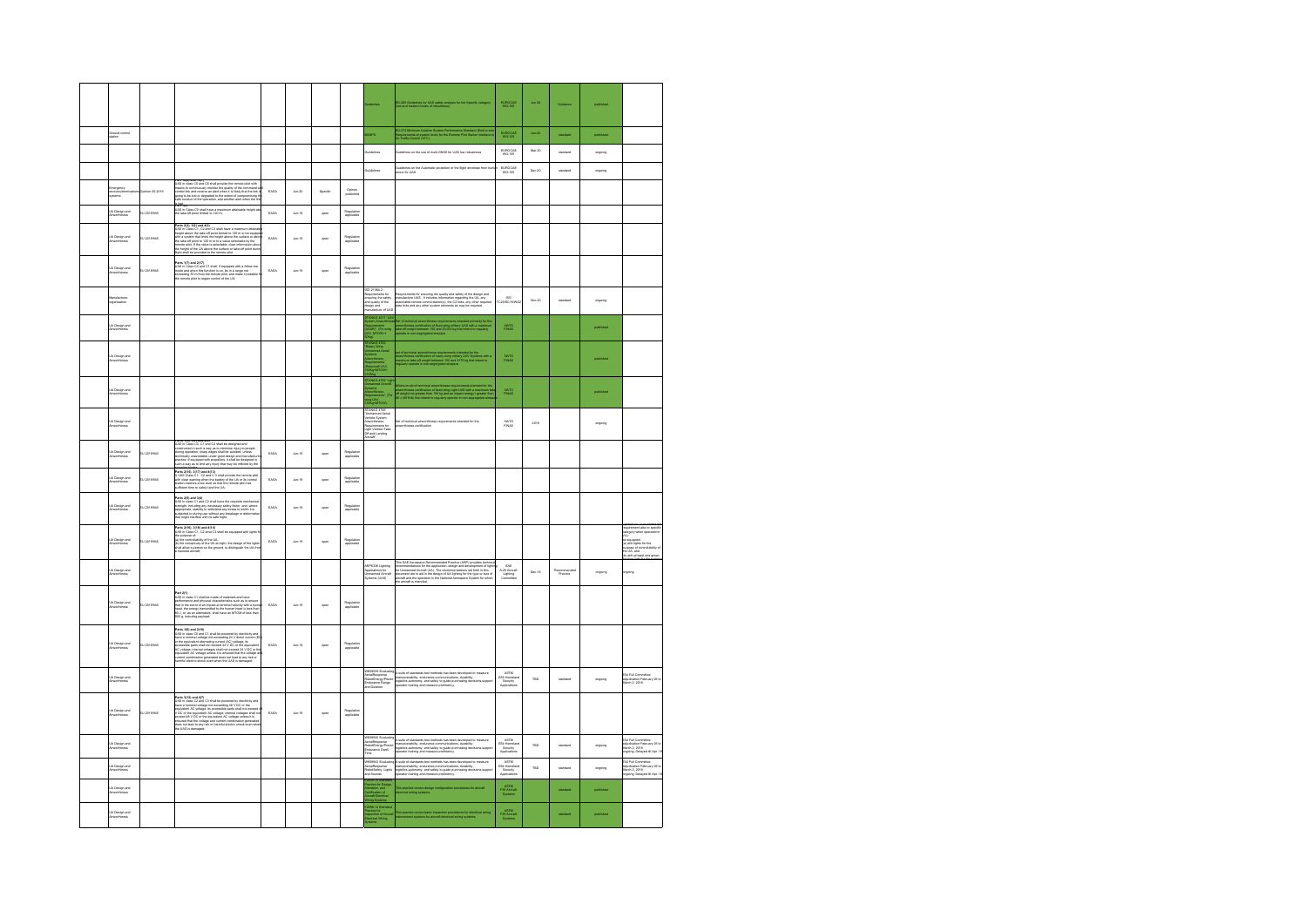| | | | | | | | | | | | | | | |
|---|---|---|---|---|---|---|---|---|---|---|---|---|---|---|
| | | | | | | | | Guidelines | ED-xxx Guidelines for UAS safety analysis for the Specific category (low and medium levels of robustness) | EUROCAE WG-105 | Jun-20 | Guidance | published | |
| | Ground control station | | | | | | | MASPS | ED-272 Minimum Aviation System Performance Standard (End-to-end Requirements at system level) for the Remote Pilot Station interface to Air Traffic Control (ATC) | EUROCAE WG-105 | Jun-20 | standard | published | |
| | | | | | | | | Guidelines | Guidelines on the use of multi-GNSS for UAS low robustness | EUROCAE WG-105 | Mar-20 | standard | ongoing | |
| | | | | | | | | Guidelines | Guidelines on the Automatic protection of the flight envelope from human errors for UAS | EUROCAE WG-105 | Dec-20 | standard | ongoing | |
| | Emergency recovery/termination systems | Opinion 05/2019 | UAS in Class C5 and C6 shall provide the remote pilot with means to continuously monitor the quality of the command and control link and receive an alert when it is likely that the link is going to be lost or degraded to the extent of compromising the safe conduct of the operation, and another alert when the link is lost. | EASA | Jun-20 | Specific | Opinion published | | | | | | | |
| | UA Design and Airworthiness | EU 2019/945 | Part 1(2): UAS in Class C0 shall have a maximum attainable height above the take-off point limited to 120 m; | EASA | Jun-19 | open | Regulation applicable | | | | | | | |
| | UA Design and Airworthiness | EU 2019/945 | Parts 2(2), 3(2) and 4(2): UAS in Class C1, C2 and C3 shall have a maximum attainable height above the take-off point limited to 120 m or be equipped with a system that limits the height above the surface or above the take-off point to 120 m or to a value selectable by the remote pilot. If the value is selectable, clear information about the height of the UA above the surface or take-off point during flight shall be provided to the remote pilot; | EASA | Jun-19 | open | Regulation applicable | | | | | | | |
| | UA Design and Airworthiness | EU 2019/945 | Parts 1(7) and 2(17): UAS in Class C0 and C1 shall, if equipped with a follow-me mode and when this function is on, be in a range not exceeding 50 m from the remote pilot and make it possible for the remote pilot to regain control of the UA; | EASA | Jun-19 | open | Regulation applicable | | | | | | | |
| | Manufacturer organisation | | | | | | | ISO 21384-2 Requirements for ensuring the safety and quality of the design and manufacture of UAS | Requirements for ensuring the quality and safety of the design and manufacture UAS. It includes information regarding the UA, any associated remote control station(s), the C2 links, any other required data links and any other system elements as may be required. | ISO TC20/SC16/WG2 | Nov-20 | standard | ongoing | |
| | UA Design and Airworthiness | | | | | | | STANAG 4671 Unmanned Aerial Vehicles Systems Airworthiness Requirements (USAR) | Set of technical airworthiness requirements intended primarily for the airworthiness certification of fixed-wing military UAV systems with a maximum take-off weight between 150 and 20,000 kg that intend to regularly operate in non-segregated airspace | NATO FINAS | | | published | |
| | UA Design and Airworthiness | | | | | | | STANAG 4702 Rotary Wing Unmanned Aerial Systems Airworthiness Requirements | Set of technical airworthiness requirements intended for the airworthiness certification of rotary-wing military UAV Systems with a maximum take-off weight between 150 and 3175 kg that intend to regularly operate in non-segregated airspace | NATO FINAS | | | published | |
| | UA Design and Airworthiness | | | | | | | STANAG 4703 Light Unmanned Aircraft Systems Airworthiness Requirements | Minimum set of technical airworthiness requirements intended for the airworthiness certification of fixed-wing Light UAS with a maximum take-off weight not greater than 150 kg and an impact energy greater than 66 J (49 ft-lb) that intend to regularly operate in non-segregated airspace | NATO FINAS | | | published | |
| | UA Design and Airworthiness | | | | | | | STANAG 4746 Unmanned Aerial Vehicle System Airworthiness Requirements for Light Vertical Take-Off and Landing Aircraft | Set of technical airworthiness requirements intended for the airworthiness certification | NATO FINAS | 2018 | | ongoing | |
| | UA Design and Airworthiness | EU 2019/945 | Parts 1(4), 2(4) and 3(5): UAS in Class C0, C1 and C2 shall be designed and constructed in such a way as to minimise injury to people during operation; sharp edges shall be avoided, unless technically unavoidable under good design and manufacturing practice. If equipped with propellers, it shall be designed in such a way as to limit any injury that may be inflicted by the propeller blades; | EASA | Jun-19 | open | Regulation applicable | | | | | | | |
| | UA Design and Airworthiness | EU 2019/945 | Parts 2(10), 3(11) and 4(11): UAS in Class C1, C2 and C3 shall provide the remote pilot with clear warning when the battery of the UA or its control station reaches a low level so that the remote pilot has sufficient time to safely land the UA; | EASA | Jun-19 | open | Regulation applicable | | | | | | | |
| | UA Design and Airworthiness | EU 2019/945 | Parts 2(3) and 3(4): UAS in Class C1 and C2 shall have the requisite mechanical strength, including any necessary safety factor, and, where appropriate, stability to withstand any stress to which it is subjected to during use without any breakage or deformation that might interfere with its safe flight; | EASA | Jun-19 | open | Regulation applicable | | | | | | | |
| | UA Design and Airworthiness | EU 2019/945 | Parts 2(12), 3(13) and 4(13): UAS in Class C1, C2 and C3 shall be equipped with lights for the purpose of: (a) the controllability of the UA; (b) the conspicuity of the UA at night; the design of the lights shall allow a person on the ground to distinguish the UA from a manned aircraft. | EASA | Jun-19 | open | Regulation applicable | | | | | | | Opinion 05/2019 extends the requirement also to specific category when operated in VLL: be equipped (a) with lights for the purpose of controllability of the UA; and (b) with at least one green flashing light for the purpose of conspicuity |
| | UA Design and Airworthiness | | | | | | | ARP5536 Lighting Applications for Unmanned Aircraft Systems (UAS) | This SAE Aerospace Recommended Practice (ARP) provides technical recommendations for the application, design and development of lighting for Unmanned Aircraft (UA). The recommendations set forth in this document are to aid in the design of UA lighting for the type or size of aircraft and the operation in the National Airspace System for which the aircraft is intended. | SAE A-20 Aircraft Lighting Committee | Dec-18 | Recommended Practice | ongoing | ongoing |
| | UA Design and Airworthiness | EU 2019/945 | Part 2(1): UAS in class C1 shall be made of materials and have performance and physical characteristics such as to ensure that in the event of an impact at terminal velocity with a human head, the energy transmitted to the human head is less than 80 J, or, as an alternative, shall have an MTOM of less than 900 g, including payload; | EASA | Jun-19 | open | Regulation applicable | | | | | | | |
| | UA Design and Airworthiness | EU 2019/945 | Parts 1(8) and 2(18): UAS in class C0 and C1 shall be powered by electricity and have a nominal voltage not exceeding 24 V direct current (DC) or the equivalent alternating current (AC) voltage; its accessible parts shall not exceed 24 V DC or the equivalent AC voltage; internal voltages shall not exceed 24 V DC or the equivalent AC voltage unless it is ensured that the voltage and current combination generated does not lead to any risk or harmful electric shock even when the UAS is damaged; | EASA | Jun-19 | open | Regulation applicable | | | | | | | |
| | UA Design and Airworthiness | | | | | | | WK58931 Evaluating Aerial Response Robot Energy/Power: Endurance Range and Duration | A suite of standards test methods has been developed to measure maneuverability, endurance, communications, durability, logistics, autonomy, and safety to guide purchasing decisions, support operator training and measure proficiency. | ASTM E54 Homeland Security Applications | TBD | standard | ongoing | E54 Full Committee adjudication February 20 to March 2, 2018 |
| | UA Design and Airworthiness | EU 2019/945 | Parts 3(12) and 4(12): UAS in class C2 and C3 shall be powered by electricity and have a nominal voltage not exceeding 48 V DC or the equivalent AC voltage; its accessible parts shall not exceed 48 V DC or the equivalent AC voltage; internal voltages shall not exceed 48 V DC or the equivalent AC voltage unless it is ensured that the voltage and current combination generated does not lead to any risk or harmful electric shock even when the UAS is damaged; | EASA | Jun-19 | open | Regulation applicable | | | | | | | |
| | UA Design and Airworthiness | | | | | | | WK58940 Evaluating Aerial Response Robot Energy/Power: Endurance Dwell Time | A suite of standards test methods has been developed to measure maneuverability, endurance, communications, durability, logistics, autonomy, and safety to guide purchasing decisions, support operator training and measure proficiency. | ASTM E54 Homeland Security Applications | TBD | standard | ongoing | E54 Full Committee adjudication February 20 to March 2, 2018 ongoing. Delayed till Apr-19 |
| | UA Design and Airworthiness | | | | | | | WK58933 Evaluating Aerial Response Robot Safety: Lights and Sounds | A suite of standards test methods has been developed to measure maneuverability, endurance, communications, durability, logistics, autonomy, and safety to guide purchasing decisions, support operator training and measure proficiency. | ASTM E54 Homeland Security Applications | TBD | standard | ongoing | E54 Full Committee adjudication February 20 to March 2, 2018 ongoing. Delayed till Apr-19 |
| | UA Design and Airworthiness | | | | | | | F2639 Standard Practice for Design, Alteration, and Certification of Aircraft Electrical Wiring Systems | This practice covers design configuration procedures for aircraft electrical wiring systems. | ASTM F39 Aircraft Systems | | standard | published | |
| | UA Design and Airworthiness | | | | | | | F2696 Standard Practice for Inspection of Aircraft Electrical Wiring Systems | This practice covers basic inspection procedures for electrical wiring interconnect systems for aircraft electrical wiring systems. | ASTM F39 Aircraft Systems | | standard | published | |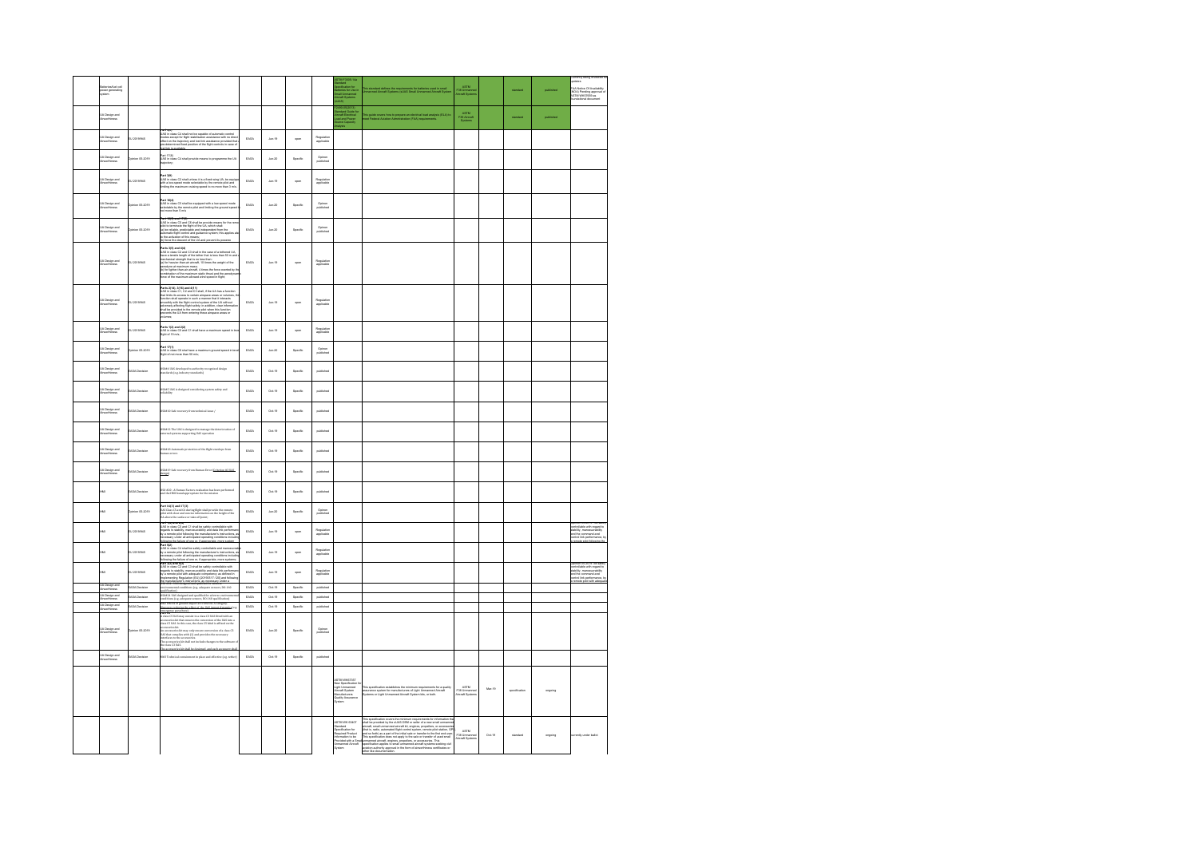| | | | | | | | | | | | | | |
|---|---|---|---|---|---|---|---|---|---|---|---|---|---|
| Batteries/fuel cell power generating system | | | | | | | ASTM F3005: Std Standard Specification for Batteries for Use in Small Unmanned Aircraft Systems (sUAS) | This document defines the requirements for batteries used in small Unmanned Aircraft Systems (sUAS) | ASTM F38 Unmanned Aircraft Systems | | standard | published | Currently being reviewed to address... FAA Notice (Availability NOA) Pending approval of ASTM ... as foundational document |
| UA Design and Airworthiness | | | | | | | F2490-20(2014) Standard Guide for Aircraft Electrical Load and Power Source Capacity Analysis | This guide covers how to prepare an electrical load analysis (ELA) to meet Federal Aviation Administration (FAA) requirements. | ASTM F39 Aircraft Systems | | standard | published | |
| UA Design and Airworthiness | EU 2019/945 | Part 1(5): UAS in class C4 shall not be capable of automatic control modes except for flight stabilisation assistance with no direct effect on the trajectory and lost link assistance provided that a pre-determined fixed position of the flight controls in case of lost link is available | EASA | Jun-19 | open | Regulation applicable | | | | | | | |
| UA Design and Airworthiness | Opinion 05-2019 | Part 17(5): UAS in class C6 shall provide means to programme the UA trajectory; | EASA | Jan-20 | Specific | Opinion published | | | | | | | |
| UA Design and Airworthiness | EU 2019/945 | Part 3(9): UAS in class C2 shall unless it is a fixed wing UA, be equipped with a low speed mode selectable by the remote pilot and limiting the maximum cruising speed to no more than 3 m/s | EASA | Jun-19 | open | Regulation applicable | | | | | | | |
| UA Design and Airworthiness | Opinion 05-2019 | Part 16(4): UAS in class C5 shall be equipped with a low-speed mode selectable by the remote pilot and limiting the ground speed to not more than 3 m/s | EASA | Jan-20 | Specific | Opinion published | | | | | | | |
| UA Design and Airworthiness | Opinion 05-2019 | Parts 16(5) and 17(5): UAS in class C5 and C6 shall be provide means for the remote pilot to terminate the flight of the UA, which shall: (a) be reliable, predictable and independent from the automatic flight control and guidance system; this applies also to the activation of this means; (b) force the descent of the UA and prevent its powered ... | EASA | Jan-20 | Specific | Opinion published | | | | | | | |
| UA Design and Airworthiness | EU 2019/945 | Parts 3(5) and 4(4): UAS in class C2 and C3 shall in the case of a tethered UA, have a tensile length of the tether that is less than 50 m and a mechanical strength that is no less than: (a) for heavier-than-air aircraft, 10 times the weight of the aerodyne at maximum mass; (b) for lighter-than-air aircraft, 4 times the force exerted by the combination of the maximum static thrust and the aerodynamic force of the maximum allowed wind speed in flight. | EASA | Jun-19 | open | Regulation applicable | | | | | | | |
| UA Design and Airworthiness | EU 2019/945 | Parts 2(16), 3(16) and 4(11): UAS in class C1, C2 and C3 shall, if the UA has a function that limits its access to certain airspace areas or volumes, this function shall operate in such a manner that it interacts smoothly with the flight control system of the UA without adversely affecting flight safety; in addition, clear information shall be provided to the remote pilot when this function prevents the UA from entering those airspace areas or volumes. | EASA | Jun-19 | open | Regulation applicable | | | | | | | |
| UA Design and Airworthiness | EU 2019/945 | Parts 1(2) and 2(2): UAS in class C0 and C1 shall have a maximum speed in level flight of 19 m/s | EASA | Jun-19 | open | Regulation applicable | | | | | | | |
| UA Design and Airworthiness | Opinion 05-2019 | Part 17(1): UAS in class C6 shall have a maximum ground speed in level flight of not more than 50 m/s | EASA | Jan-20 | Specific | Opinion published | | | | | | | |
| UA Design and Airworthiness | EASA Database | DSM#1 UAS developed to authority recognized design standards (e.g. industry standards) | EASA | Oct-19 | Specific | published | | | | | | | |
| UA Design and Airworthiness | EASA Database | DSM#7 UAS is designed considering system safety and reliability | EASA | Oct-19 | Specific | published | | | | | | | |
| UA Design and Airworthiness | EASA Database | DSM#10 Safe recovery from technical issue / | EASA | Oct-19 | Specific | published | | | | | | | |
| UA Design and Airworthiness | EASA Database | DSM#11 The UAS is designed to manage the deterioration of external systems supporting UAS operation | EASA | Oct-19 | Specific | published | | | | | | | |
| UA Design and Airworthiness | EASA Database | DSM#14 Automatic protection of the flight envelope from human errors | EASA | Oct-19 | Specific | published | | | | | | | |
| UA Design and Airworthiness | EASA Database | DSM#17 Safe recovery from Human Error (Criterion #1 RAIL ...) | EASA | Oct-19 | Specific | published | | | | | | | |
| HMI | EASA Database | DSM#20 - A Human Factors evaluation has been performed and the HMI found appropriate for the mission | EASA | Oct-19 | Specific | published | | | | | | | |
| HMI | Opinion 05-2019 | Part 16(7) and 17(6): UAS Class C5 and C6 during flight shall provide the remote pilot with clear and concise information on the height of the UA above the surface or take-off point. | EASA | Jan-20 | Specific | Opinion published | | | | | | | |
| HMI | EU 2019/945 | Part 3(1) and 4(1): UAS in class C2 and C3 shall be safely controllable with regards to stability, manoeuvrability and data link performance, by a remote pilot following the manufacturer's instructions, as necessary under all anticipated operating conditions including following the failure of one or, if appropriate, more systems | EASA | Jun-19 | open | Regulation applicable | | | | | | | Opinion 05-2019: ... be safely controllable with regard to stability, manoeuvrability, and the command and control link performance, by a remote pilot following the ... |
| HMI | EU 2019/945 | Part 1(2): UAS in class C4 shall be safely controllable and manoeuvrable by a remote pilot following the manufacturer's instructions, as necessary under all anticipated operating conditions including following the failure of one or, if appropriate, more systems | EASA | Jun-19 | open | Regulation applicable | | | | | | | |
| HMI | EU 2019/945 | Part 3(2) and 4(2): UAS in class C2 and C3 shall be safely controllable with regards to stability, manoeuvrability and data link performance, by a remote pilot with adequate competency as defined in Implementing Regulation (EU) 2019/947 and following the manufacturer's instructions, as necessary under all ... | EASA | Jun-19 | open | Regulation applicable | | | | | | | Opinion 05-2019: ... be safely controllable with regard to stability, manoeuvrability, and the command and control link performance, by a remote pilot with adequate ... |
| UA Design and Airworthiness | EASA Database | ... environmental conditions (e.g. adequate sensors, DO-160 qualification) | EASA | Oct-19 | Specific | published | | | | | | | |
| UA Design and Airworthiness | EASA Database | DSM#16 UAS designed and qualified for adverse environmental conditions (e.g. adequate sensors, DO-160 qualification) | EASA | Oct-19 | Specific | published | | | | | | | |
| UA Design and Airworthiness | EASA Database | ... designed to mitigate the effect of the UAS impact dynamics (e.g. emergency parachute) | EASA | Oct-19 | Specific | published | | | | | | | |
| UA Design and Airworthiness | Opinion 05-2019 | Part 5(1): A class C3 UAS may ... an accessory kit that ... converts a class C3 UAS into a class C5 UAS ... | EASA | Jan-20 | Specific | Opinion published | | | | | | | |
| UA Design and Airworthiness | EASA Database | DSM#? Technical containment in place and effective (e.g. tether) | EASA | Oct-19 | Specific | published | | | | | | | |
| | | | | | | | ASTM WK62737 New Specification for Light Unmanned Aircraft System Manufacturers Quality Assurance System | This specification establishes the minimum requirements for a quality assurance system for manufacturers of Light Unmanned Aircraft Systems or Light Unmanned Aircraft System kits, or both. | ASTM F38 Unmanned Aircraft Systems | Mar-19 | specification | ongoing | |
| | | | | | | | ASTM WK63407 Standard Specification for Required Product Information to be Provided with a Small Unmanned Aircraft System | This specification covers the minimum requirements for information that shall be provided by the sUAS OEM or seller of a new small unmanned aircraft, small unmanned aircraft kit, engines, propellers, or accessories (that is, tanks, automated flight control system, remote pilot station, C2 and so forth) as a part of the initial sale or transfer to the first end user. This specification does not apply to the resale or transfer of used small unmanned aircraft, engines, propellers, or accessories. This specification applies to small unmanned aircraft systems seeking civil aviation authority approval in the form of airworthiness certificates or other like documentation. | ASTM F38 Unmanned Aircraft Systems | Oct-19 | standard | ongoing | currently under ballot |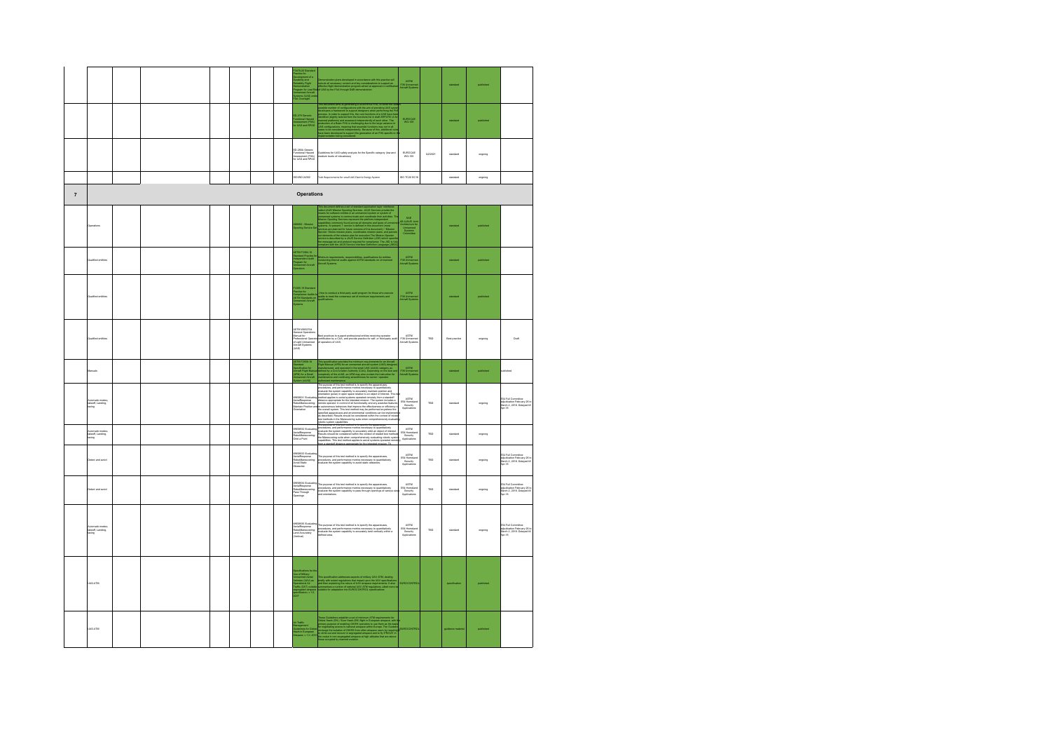| # | Topic | | | | | | Standard | Description | SDO | Date | Type | Status | Comments |
|---|---|---|---|---|---|---|---|---|---|---|---|---|---|
| | | | | | | | F3478-20 Standard Practice for Development of a Durability and Reliability Flight Demonstration Program for Low-Risk Unmanned Aircraft Systems (UAS) under FAA Oversight | Demonstration plans developed in accordance with this practice will include all necessary content and key considerations to support an effective flight demonstration program aimed at approval or certification of a UAS by the FAA through D&R demonstration. | ASTM F38 Unmanned Aircraft Systems | | standard | published | |
| | | | | | | | ED-278 Generic Functional Hazard Assessment (FHA) for UAS and RPAS | This document aims at generating a Generic FHA. In view of the almost infinite number of configurations with the aim of providing UAS system developers a framework to support designers when performing the FHA process. In order to support this, the core functions of a UAS have been identified ... | EUROCAE WG-105 | | standard | published | |
| | | | | | | | ED-280A Generic Functional Hazard Assessment (FHA) for UAS and RPAS | Guidelines for UAS safety analysis for the Specific category (low and medium levels of robustness) | EUROCAE WG-105 | 02/2021 | standard | ongoing | |
| | | | | | | | ISO/WD 24352 | Technical Requirements for small UAS Electric Energy System | ISO TC20 SC16 | | standard | ongoing | |
| 7 | **Operations** | | | | | | | | | | | | |
| | Operations | | | | | | AS6552 - Mission Operating Service Set | This document defines a set of standard application layer interfaces called JAUS Mission Operating Services. JAUS Services provide the means for software entities in an unmanned system or system of unmanned systems to communicate and coordinate their activities. ... | SAE AS-4JAUS Joint Architecture for Unmanned Systems Committee | | standard | published | |
| | Qualified entities | | | | | | ASTM F3364-19 Standard Practice for Independent Audit Program for Unmanned Aircraft Operators | Minimum requirements, responsibilities, qualifications for entities conducting internal audits against ASTM standards on Unmanned Aircraft Systems | ASTM F38 Unmanned Aircraft Systems | | standard | published | |
| | Qualified entities | | | | | | F3365-19 Standard Practice for Compliance Audits to ASTM Standards on Unmanned Aircraft Systems | How to conduct a third-party audit program for those who execute audits to meet the consensus set of minimum requirements and qualifications | ASTM F38 Unmanned Aircraft Systems | | standard | published | |
| | Qualified entities | | | | | | ASTM WK62744 General Operations Manual for Professional Operators of Light Unmanned Aircraft Systems (UAS) | Best practices to support professional entities receiving operator certification by a CAA, and provide practice for self- or third-party audit of operators of UAS. | ASTM F38 Unmanned Aircraft Systems | TBD | Best practice | ongoing | Draft |
| | Manuals | | | | | | ASTM F2908-18 Standard Specification for Aircraft Flight Manual (AFM) for a Small Unmanned Aircraft System (sUAS) | This specification provides the minimum requirements for an Aircraft Flight Manual (AFM) for an unmanned aircraft system (UAS) designed, manufactured, and operated in the small UAS (sUAS) category as defined by a Civil Aviation Authority (CAA). Depending on the size and complexity of the sUAS, an AFM may also contain the instruction for maintenance and continuing airworthiness for owner / operator authorized maintenance. | ASTM F38 Unmanned Aircraft Systems | | standard | published | published |
| | Automatic modes, takeoff, landing, taxing | | | | | | WK58931 Evaluating Aerial Response Robot Maneuvering: Maintain Position and Orientation | The purpose of this test method is to specify the apparatuses, procedures, and performance metrics necessary to quantitatively evaluate the system capability to accurately maintain position and orientation ... | ASTM E54 Homeland Security Applications | TBD | standard | ongoing | E54 Full Committee adjudication February 28 to March 2, 2018. Delayed till Apr 18. |
| | Automatic modes, takeoff, landing, taxing | | | | | | WK58932 Evaluating Aerial Response Robot Maneuvering: Orbit a Point | The purpose of this test method is to specify the apparatuses, procedures, and performance metrics necessary to quantitatively evaluate the system capability to orbit an object of interest. ... | ASTM E54 Homeland Security Applications | TBD | standard | ongoing | |
| | Detect and avoid | | | | | | WK58933 Evaluating Aerial Response Robot Maneuvering: Avoid Static Obstacles | The purpose of this test method is to specify the apparatuses, procedures, and performance metrics necessary to quantitatively evaluate the system capability to avoid static obstacles. | ASTM E54 Homeland Security Applications | TBD | standard | ongoing | E54 Full Committee adjudication February 28 to March 2, 2018. Delayed till Apr 18. |
| | Detect and avoid | | | | | | WK58934 Evaluating Aerial Response Robot Maneuvering: Pass Through Openings | The purpose of this test method is to specify the apparatuses, procedures, and performance metrics necessary to quantitatively evaluate the system capability to pass through openings of various sizes and orientations. | ASTM E54 Homeland Security Applications | TBD | standard | ongoing | E54 Full Committee adjudication February 28 to March 2, 2018. Delayed till Apr 18. |
| | Automatic modes, takeoff, landing, taxing | | | | | | WK58935 Evaluating Aerial Response Robot Maneuvering: Land Accurately (Vertical) | The purpose of this test method is to specify the apparatuses, procedures, and performance metrics necessary to quantitatively evaluate the system capability to accurately land vertically within a defined area. | ASTM E54 Homeland Security Applications | TBD | standard | ongoing | E54 Full Committee adjudication February 28 to March 2, 2018. Delayed till Apr 18. |
| | UAS ATM | | | | | | Specifications for the Use of Military Unmanned Aerial Vehicles (UAV) as Operational Air Traffic (OAT) outside segregated airspace specification v 1.0, 2007 | This specification addresses aspects of military UAV ATM, dealing ... | EUROCONTROL | | specification | published | |
| | UAS ATM | | | | | | Air Traffic Management Guidelines for Global Hawk in European Airspace, v 1.0, 2010 | These Guidelines establish a set of minimum ATM requirements for Global Hawk (GH) / Euro Hawk (EH) flight in European airspace ... | EUROCONTROL | | guidance material | published | |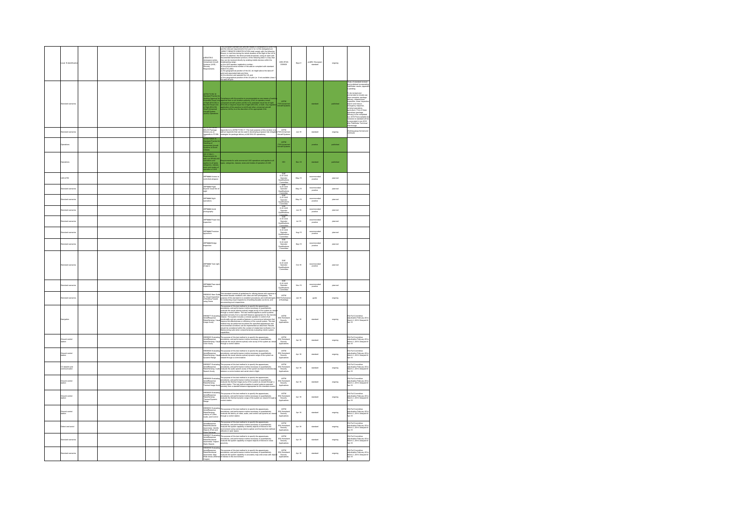| | | | | | | | | | | | |
|---|---|---|---|---|---|---|---|---|---|---|---|
| Local E-identification | | | | | | prEN4709-2 Aerospace series Unmanned Aircraft Systems (UAS) Security Requirements | This European standard will provide means of compliance to cover Part ... and the relevant requirements from part 2 to 4 of the delegated act DIRECT REMOTE IDENTIFICATION shall comply with the following: Ensure, in real time during the whole duration of the flight of the UA to which it is attached, the direct periodic broadcast, using an open and documented transmission protocol, of the following data in a way that they can be received directly by existing mobile devices within the broadcasting range: a) the UAS operator registration number; b) the physical serial number of the add-on compliant with standard ANSI/CTA-2063; c) the geographical position of the UA, its height above the take-off point and associated date and time; d) the direction and speed of the UA; and e) the geographical position of the UA pilot (or, if not available, the take-off point | ASD-STAN D5WG8 | Sep-21 | prEN / European standard | ongoing |
| Standard scenarios | | | | | | ASTM F3196-18 Standard Practice for Seeking Approval for Extended Visual Line of Sight (EVLOS) or Beyond Visual Line of Sight (BVLOS) Small Unmanned Aircraft System (sUAS) Operations | Compliance with this practice is recommended as one means of seeking approval from a civil aviation authority (CAA) to operate a small unmanned aircraft system (sUAS) in its extended visual line of sight (EVLOS) or beyond visual line of sight (BVLOS), or both. Any required application of this practice to sUAS and other unmanned aircraft systems (UASs) is at the discretion of the appropriate CAA. | ASTM F38 Unmanned Aircraft Systems | | standard | published | Study of standard revision and validated incorporating Pathfinder results, appendix is pending. To be revised and augmented to include use case scenarios: package delivery, infrastructure inspection, linear inspection, search and rescue, emergency response, precision agriculture operations. First of these scenarios (package delivery) to be completed Jun 2019. Final available list of options to standard will be incorporated in Jun 2019 after Pathfinder Technical Interchange. |
| Standard scenarios | | | | | | BVLOS Package Delivery as an Appendix to F3196 | Appendix to to ASTM F3196-17. The main purpose of this revision is to add an Appendix that can be used in developing proposed risk mitigation strategies for package delivery sUAS BVLOS operations. | ASTM F38 Unmanned Aircraft Systems | Jun-19 | standard | ongoing | Working group formed and continues |
| Operations | | | | | | ASTM F3266-18 Standard Practice for Handling of Unmanned Aircraft Systems at Divert Airfields | | ASTM F38 Unmanned Aircraft Systems | | practice | published | |
| Operations | | | | | | ISO 21384-3 Requirements for safe commercial UAS operations and applies to all types, categories, classes, sizes and modes of operation of UAS | Requirements for safe commercial UAS operations and applies to all types, categories, classes, sizes and modes of operation of UAS. | ISO | Dec-19 | standard | published | |
| UAS ATM | | | | | | ARP#### Access to controlled airspace | | SAE G-30 UAS Operator Qualifications Committee | May-19 | recommended practice | planned | |
| Standard scenarios | | | | | | ARP#### Flight beyond visual line of sight | | SAE G-30 UAS Operator Qualifications Committee | May-19 | recommended practice | planned | |
| Standard scenarios | | | | | | ARP#### Night operations | | SAE G-30 UAS Operator Qualifications Committee | May-19 | recommended practice | planned | |
| Standard scenarios | | | | | | ARP#### Aerial photography | | SAE G-30 UAS Operator Qualifications Committee | Jun-19 | recommended practice | planned | |
| Standard scenarios | | | | | | ARP#### Power line inspection | | SAE G-30 UAS Operator Qualifications Committee | Jul-19 | recommended practice | planned | |
| Standard scenarios | | | | | | ARP#### Precision agriculture | | SAE G-30 UAS Operator Qualifications Committee | Aug-19 | recommended practice | planned | |
| Standard scenarios | | | | | | ARP#### Bridge inspection | | SAE G-30 UAS Operator Qualifications Committee | Sep-19 | recommended practice | planned | |
| Standard scenarios | | | | | | ARP#### Train right-of-way's | | SAE G-30 UAS Operator Qualifications Committee | Oct-19 | recommended practice | planned | |
| Standard scenarios | | | | | | ARP#### Flare stack inspections | | SAE G-30 UAS Operator Qualifications Committee | Nov-19 | recommended practice | planned | |
| Standard scenarios | | | | | | WK58243 New Guide for Visual Inspection of Building Facade using Drone | This standard consists of guidelines for utilizing drones with cameras to document facade conditions with video and still photography. The purpose of this standard is to establish procedures and methodologies for conducting visual inspections of building facades via drone, and documenting such inspections. | ASTM E06 Performance of Buildings | Jan-18 | guide | ongoing | |
| Navigation | | | | | | WK58677 Evaluating Aerial Response Robot Sensing: Visual Image Acuity | The purpose of this test method is to specify the apparatuses, procedures, and performance metrics necessary to quantitatively evaluate the visual (electro-optical) image acuity of the system as viewed through a control station. This test method applies to aerial systems operated remotely from a standoff distance appropriate for the intended mission. The system includes a remote operator in control of all functionality and any assistive features or autonomous behaviors that improve the effectiveness or efficiency of the overall system. This test method may be performed anywhere the specified apparatuses and environmental conditions can be implemented as described. Results should be considered within the context of related test methods in the Maneuvering suite when comprehensively evaluating robotic system capabilities. | ASTM E54 Homeland Security Applications | Apr-18 | standard | ongoing | E54 Full Committee adjudication February 26 to March 2, 2018. Delayed till Apr-18. |
| Ground control station | | | | | | WK58925 Evaluating Aerial Response Robot Sensing: Visual Color Acuity | The purpose of this test method is to specify the apparatuses, procedures, and performance metrics necessary to quantitatively evaluate the visual (electro-optical) color acuity of the system as viewed through a control station. | ASTM E54 Homeland Security Applications | Apr-18 | standard | ongoing | E54 Full Committee adjudication February 26 to March 2, 2018. Delayed till Apr-18. |
| Ground control station | | | | | | WK58926 Evaluating Aerial Response Robot Sensing: Visual Dynamic Range | The purpose of this test method is to specify the apparatuses, procedures, and performance metrics necessary to quantitatively evaluate the visual (electro-optical) dynamic range of the system as viewed through a control station. | ASTM E54 Homeland Security Applications | Apr-18 | standard | ongoing | E54 Full Committee adjudication February 26 to March 2, 2018. Delayed till Apr-18. |
| C2 datalink and communication | | | | | | WK58927 Evaluating Aerial Response Robot Sensing: Audio Speech Acuity | The purpose of this test method is to specify the apparatuses, procedures, and performance metrics necessary to quantitatively evaluate the audio speech acuity of the system as heard bi-directionally between a control station and aerial robot in flight. | ASTM E54 Homeland Security Applications | Apr-18 | standard | ongoing | E54 Full Committee adjudication February 26 to March 2, 2018. Delayed till Apr-18. |
| Ground control station | | | | | | WK58928 Evaluating Aerial Response Robot Sensing: Thermal Image Acuity | The purpose of this test method is to specify the apparatuses, procedures, and performance metrics necessary to quantitatively evaluate the thermal image acuity of the system as viewed through a control station. This test method applies to aerial systems operated remotely from a standoff distance appropriate for the intended mission. | ASTM E54 Homeland Security Applications | Apr-18 | standard | ongoing | E54 Full Committee adjudication February 26 to March 2, 2018. Delayed till Apr-18. |
| Ground control station | | | | | | WK58929 Evaluating Aerial Response Robot Sensing: Thermal Dynamic Range | The purpose of this test method is to specify the apparatuses, procedures, and performance metrics necessary to quantitatively evaluate the thermal dynamic range of the system as viewed through a control station. | ASTM E54 Homeland Security Applications | Apr-18 | standard | ongoing | E54 Full Committee adjudication February 26 to March 2, 2018. Delayed till Apr-18. |
| Ground control station | | | | | | WK58930 Evaluating Aerial Response Robot Sensing: Latency of Video, Audio, and Control | The purpose of this test method is to specify the apparatuses, procedures, and performance metrics necessary to quantitatively evaluate the latency of video, audio, and control sub-systems as viewed through a control station. | ASTM E54 Homeland Security Applications | Apr-18 | standard | ongoing | E54 Full Committee adjudication February 26 to March 2, 2018. Delayed till Apr-18. |
| Detect and avoid | | | | | | Aerial Response Robot Situational Awareness: Identify Objects (Point and Zoom Cameras) | The purpose of this test method is to specify the apparatuses, procedures, and performance metrics necessary to quantitatively evaluate the system capability to identify objects of interest in the environment using cameras (electro-optical and thermal) from defined altitudes in open space. | ASTM E54 Homeland Security Applications | Apr-18 | standard | ongoing | E54 Full Committee adjudication February 26 to March 2, 2018. Delayed till Apr-18. |
| Standard scenarios | | | | | | WK58931 Evaluating Aerial Response Robot Situational Awareness: Inspect Static Objects | The purpose of this test method is to specify the apparatuses, procedures, and performance metrics necessary to quantitatively evaluate the system capability to inspect objects of interest in close proximity. | ASTM E54 Homeland Security Applications | Apr-18 | standard | ongoing | E54 Full Committee adjudication February 26 to March 2, 2018. Delayed till Apr-18. |
| Standard scenarios | | | | | | WK58932 Evaluating Aerial Response Robot Situational Awareness: Map Wide Areas (Stitched Images) | The purpose of this test method is to specify the apparatuses, procedures, and performance metrics necessary to quantitatively evaluate the system capability to accurately map wide areas with objects of interest in the environment. | ASTM E54 Homeland Security Applications | Apr-18 | standard | ongoing | E54 Full Committee adjudication February 26 to March 2, 2018. Delayed till Apr-18. |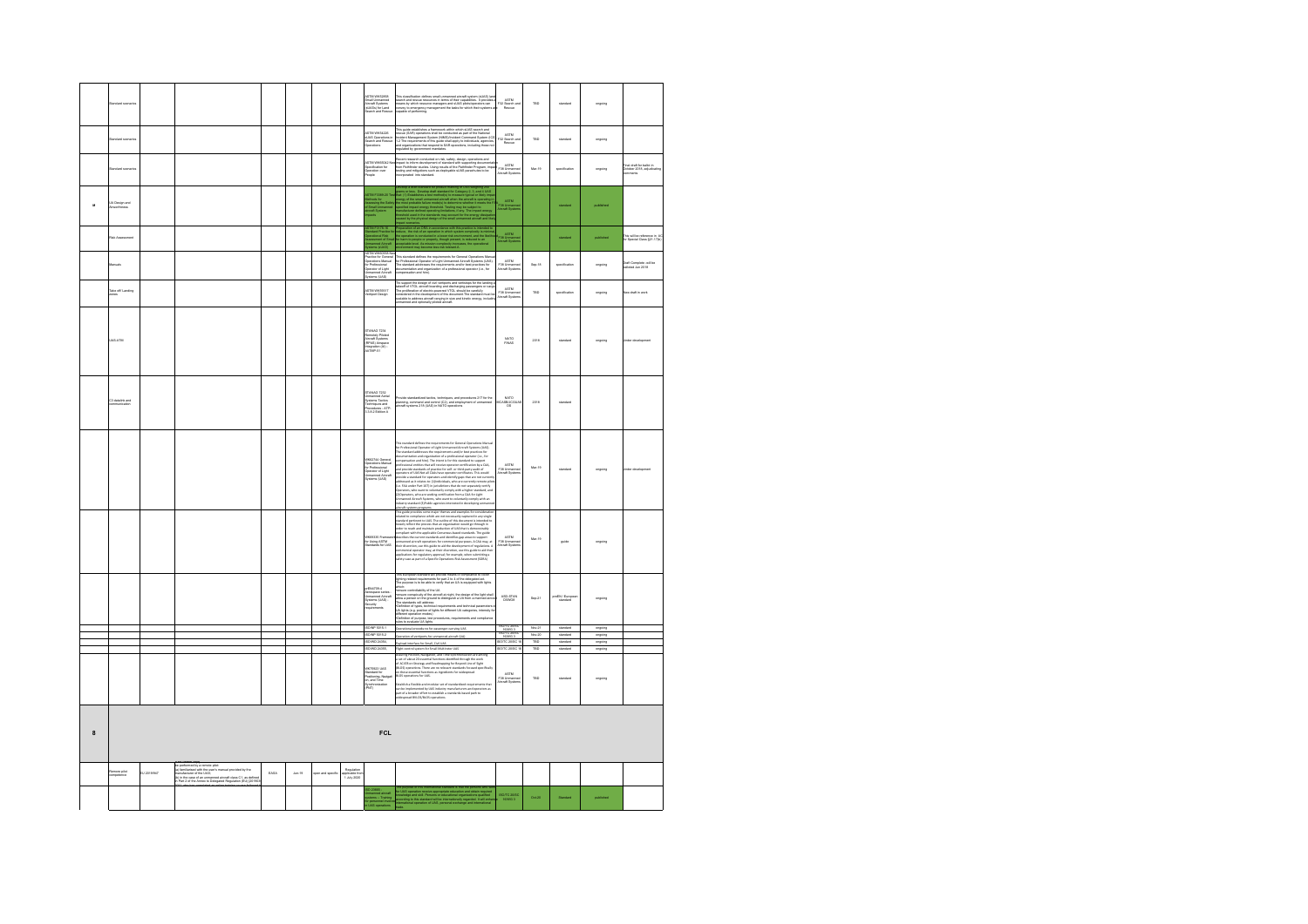| | | | | | | | | | | | | | | |
|---|---|---|---|---|---|---|---|---|---|---|---|---|---|---|
| | Standard scenarios | | | | | | | ASTM WK59285 Small Unmanned Aircraft Systems (sUASs) for Land Search and Rescue | This classification defines small unmanned aircraft system (sUAS) land search and rescue resources in terms of their capabilities. It provides a means by which resource managers and sUAS pilots/operators can convey to emergency management the tasks for which their systems are capable of performing. | ASTM F32 Search and Rescue | TBD | standard | ongoing | |
| | Standard scenarios | | | | | | | ASTM WK58226 sUAS Operations in Search and Rescue Operations | This guide establishes a framework within which sUAS search and rescue (SAR) operations shall be conducted as part of the National Incident Management System (NIMS) Incident Command System (ICS). 1.2 The requirements of this guide shall apply to individuals, agencies and organizations that respond to SAR operations, including those not regulated by government mandates. | ASTM F32 Search and Rescue | TBD | standard | ongoing | |
| | Standard scenarios | | | | | | | ASTM WK60042 New Specification for Operation over People | Recent research conducted on risk, safety, design, operations and ... to inform development of standard with supporting documentation from Pathfinder studies. Using results of the Pathfinder Program, impact testing and mitigations such as deployable sUAS parachutes to be incorporated into standard. | ASTM F38 Unmanned Aircraft Systems | Mar-19 | specification | ongoing | First draft for ballot in October 2018, adjudicating comments |
| 48 | UA Design and Airworthiness | | | | | | | ASTM F3389/F3389M-20 Test Methods for Assessing the Safety of Small Unmanned Aircraft Impacts | ... energy of the small unmanned aircraft when the aircraft is operating ... the most probable failure mode(s) to determine whether it meets the specified impact energy threshold. Testing may be subject to manufacturer defined operating limitations ... The impact energy threshold ... may account for the energy dissipation enabled by the physical design of the small unmanned aircraft and ... impact scenarios. | ASTM F38 Unmanned Aircraft Systems | | standard | published | |
| | Risk Assessment | | | | | | | ASTM F3178-16 Standard Practice for Operational Risk Assessment of Small Unmanned Aircraft Systems (sUAS) | Preparation of an ORA in accordance with this practice is intended to ... the operation is conducted ... and the likelihood of harm to people or property, though present, is reduced to an acceptable level. As mission complexity increases, the operational environment may become ... | ASTM F38 Unmanned Aircraft Systems | | standard | published | This will be reference in AC for Special Class (21.17b) |
| | Manuals | | | | | | | ASTM WK62058 New Practice for General Operations Manual for Professional Operator of Light Unmanned Aircraft Systems (UAS) | This standard defines the requirements for General Operations Manual for Professional Operator of Light Unmanned Aircraft Systems (UAS). The standard addresses the requirements and/or best practices for documentation and organization of a professional operator (i.e., for compensation and hire). | ASTM F38 Unmanned Aircraft Systems | Sep-18 | specification | ongoing | Draft Complete: will be balloted Jun 2019 |
| | Take off/ Landing zones | | | | | | | ASTM WK59317 Vertiport Design | To support the design of civil vertiports and vertistops for the landing and takeoff of VTOL aircraft boarding and discharging passengers or cargo. The proliferation of electric-powered VTOL should be carefully considered in the development of this document. The standard must be scalable to address aircraft ranging in size and kinetic energy, including unmanned and optionally piloted aircraft. | ASTM F38 Unmanned Aircraft Systems | TBD | specification | ongoing | Non draft in work |
| | UAS ATM | | | | | | | STANAG 7234 Remotely Piloted Aircraft Systems (RPAS) Airspace Integration (AI) - AATMP-51 | | NATO FINAS | 2018 | standard | ongoing | Under development |
| | C3 datalink and communication | | | | | | | STANAG 7232 Unmanned Aerial Systems Tactics Techniques and Procedures - ATP 3.3.8.2 Edition A | Provide standardised tactics, techniques, and procedures (TTP) for the planning, command and control (C2), and employment of unmanned aircraft systems (UAS) in NATO operations | NATO MCASB/JCGUAS | 2018 | standard | | |
| | | | | | | | | WK62744 General Operations Manual for Professional Operator of Light Unmanned Aircraft Systems (UAS) | This standard defines the requirements for General Operations Manual for Professional Operator of Light Unmanned Aircraft Systems (UAS). The standard addresses the requirements and/or best practices for documentation and organization of a professional operator (i.e., for compensation and hire). The intent is for this standard to support professional entities that will receive operator certification by a CAA and provide standards of practice for self- or third-party audit of operators of UAS. This would provide a standard for operators and identify gaps that are not currently addressed as it relates to (1) individuals, who are currently remote pilots (i.e. FAA under Part 107) in jurisdictions that do not separately certify Operators, who want to voluntarily comply with a higher standard, and (2) Operators, who are seeking certification from a CAA for light unmanned aircraft Systems, who want to voluntarily comply with an industry standard (3) Public agencies interested in developing unmanned aircraft system programs. | ASTM F38 Unmanned Aircraft Systems | Mar-19 | standard | ongoing | Under development |
| | | | | | | | | WK63335 Framework for Using ASTM Standards for UAS | This guide provides users major themes and examples for consideration related to compliance which are not necessarily captured in any single standard pertinent to UAS. The outline of this document is intended to loosely reflect the process that an organization would go through in order to reach and maintain production of UAS that is demonstrably compliant with the applicable Consensus-based standards. The guide describes the current standards and identifies gaps areas to support commercial aircraft operations for commercial purposes. A CAA may, at their discretion, use this guide to aid the development of regulations. A commercial operator may, at their discretion, use this guide to aid their applications for regulatory approval, for example, when submitting a safety case as part of a Specific Operations Risk Assessment (SORA). | ASTM F38 Unmanned Aircraft Systems | Mar-19 | guide | ongoing | |
| | | | | | | | | prEN4709-4 Aerospace series Unmanned Aircraft Systems (UAS) - Security requirements | This European standard will provide means of compliance to cover lighting related requirements for part 2 to 4 of the delegated act. The purpose is to be able to verify that an UA is equipped with lights which: - ensure controllability of the UA - ensure conspicuity of the aircraft at night; the design of the light shall allow a person on the ground to distinguish a UA from a manned aircraft. The standards will address: *Definition of types, technical requirements and technical parameters of UA lights (e.g. position of lights for different UA categories, intensity for different operation modes) *Definition of purpose, test procedures / requirements and compliance rules to evaluate UA lights | ASD-STAN D5WG8 | Sep-21 | prEN / European standard | ongoing | |
| | | | | | | | | ISO/NP 5015-1 | Operational procedures for passenger-carrying UAS | ISO/TC 20/SC 16/WG 4 | Nov-21 | standard | ongoing | |
| | | | | | | | | ISO/NP 5015-2 | Operation of vertiports for unmanned aircraft (UA) | ISO/TC 20/SC 16/WG 4 | Nov-20 | standard | ongoing | |
| | | | | | | | | ISO/AWI 24356 | Payload interface for Small, Civil UAS | ISO/TC 20/SC 16 | TBD | standard | ongoing | |
| | | | | | | | | ISO/AWI 24355 | Flight control system for Small Multi-rotor UAS | ISO/TC 20/SC 16 | TBD | standard | ongoing | |
| | | | | | | | | WK75923 UAS Standard for Positioning, Navigation, and Time Synchronization (PNT) | Enabling Position, Navigation, and Time Synchronization are among a set of about 20 essential functions identified through the work of ... on ... and Roadmapping for Beyond Line of Sight (BLOS) operations. There are no relevant standards focused specifically on these essential functions as ingredients for widespread BLOS operations for UAS. Establish a flexible and modular set of standardized requirements that can be implemented by UAS industry, manufacturers and operators as part of a broader effort to establish a standards-based path for widespread BVLOS/BLOS operations. | ASTM F38 Unmanned Aircraft Systems | TBD | standard | ongoing | |
| 8 | **FCL** | | | | | | | | | | | | | |
| | Remote pilot competence | EU 2019/947 | ... be performed by a remote pilot: (a) familiarised with the user's manual provided by the manufacturer of the UAS; (b) in the case of an unmanned aircraft class C1, as defined in Part 2 of the Annex to Delegated Regulation (EU) 2019/945 ... | EASA | Jun-19 | open and specific | Regulation applicable from 1 July 2020 | | | | | | | |
| | | | | | | | | ISO 23665 Unmanned aircraft systems — Training for personnel involved in UAS operations | The purpose of this International Standard is that the persons who train for UAS operation receive appropriate education and obtain required knowledge and skill. Persons or educational organizations qualified according to this standard will be internationally recognised ... | ISO/TC 20/SC 16/WG 3 | Oct-20 | Standard | published | |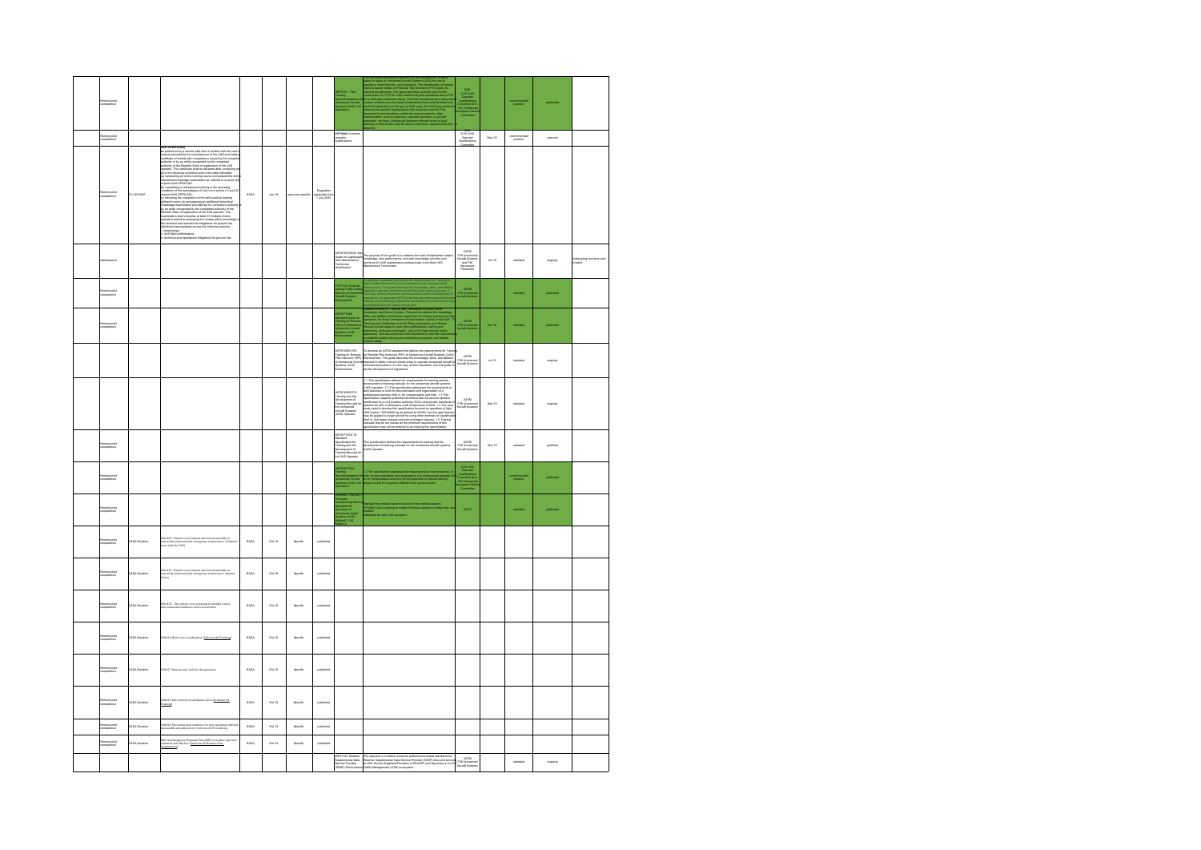| | | | | | | | | | | | | | | |
|---|---|---|---|---|---|---|---|---|---|---|---|---|---|---|
| | Remote pilot competence | | | | | | | ARP5707 - Pilot Training Recommendations for Unmanned Aircraft Systems (UAS) Civil Operations | This document provides an approach to the development of training topics for pilots of Unmanned Aircraft Systems (UAS) for use by civil operators, manufacturers, and regulators. | SAE G-10 UAS Operator Qualifications Committee & G-10U Unmanned Aerospace Vehicle Committee | | recommended practice | published | |
| | Remote pilot competence | | | | | | | ARP5888 Common operator qualifications | | SAE G-10 UAS Operator Qualifications Committee | May-19 | recommended practice | planned | |
| | Remote pilot competence | EU 2019/947 | UAS.OPEN.030(2) be performed by a remote pilot who is familiar with the user's manual provided by the manufacturer of the UAS and holds a certificate of remote pilot competency issued by the competent authority or by an entity recognised by the competent authority of the Member State of registration of the UAS operator. This certificate shall be obtained after complying with all of the following conditions and in the order indicated: (a) completing an online training course and passed the online theoretical knowledge examination as referred to in point (4) of point UAS.OPEN.020; (b) completing a self-practical training in the operating conditions of the subcategory A2 set out in points (1) and (2) of point UAS.OPEN.030; (c) declaring the completion of the self-practical training defined in point (b) and passing an additional theoretical knowledge examination provided by the competent authority or by an entity recognised by the competent authority of the Member State of registration of the UAS operator. The examination shall comprise at least 30 multiple-choice questions aimed at assessing the remote pilot's knowledge of the technical and operational mitigations for ground risk, distributed appropriately across the following subjects: i. meteorology; ii. UAS flight performance; iii. technical and operational mitigations for ground risk. | EASA | Jun-19 | open and specific | Regulation applicable from 1 July 2020 | | | | | | | |
| | maintenance | | | | | | | ASTM WK60831 New Guide for Lightweight UAS Maintenance Technician Qualification | The purpose of this guide is to address the basic fundamental subject knowledge, task performance, and task knowledge activities and functions for UAS maintenance professionals to include UAS Maintenance Technicians. | ASTM F38 Unmanned Aircraft Systems and F46 Aerospace Personnel | Jun-18 | standard | ongoing | Undergoing revisions prior to ballot |
| | Remote pilot competence | | | | | | | F3379-20 Guide for Training Public Safety Remote Pilot of Unmanned Aircraft Systems (UAS) Endorsement | This guide is a standard that defines the requirements for Training for Public Safety Remote Pilot of Unmanned Aircraft Systems (UAS) Endorsement. | ASTM F38 Unmanned Aircraft Systems | | standard | published | |
| | Remote pilot competence | | | | | | | ASTM F3266 Standard Guide for Training for Remote Pilot in Command of Unmanned Aircraft Systems (UAS) Endorsement | This guide defines the knowledge, skills, and abilities required for remote pilots in command of unmanned aircraft systems for training and certification purposes. | ASTM F38 Unmanned Aircraft Systems | Apr-18 | standard | published | |
| | | | | | | | | ASTM WK67751 Training for Remote Pilot Instructor (RPI) of Unmanned Aircraft Systems (UAS) Endorsement | To develop an ASTM standard that defines the requirements for Training for Remote Pilot Instructor (RPI) of Unmanned Aircraft Systems (UAS) Endorsement. The guide describes the knowledge, skills, and abilities required to safely instruct remote pilots to operate unmanned aircraft for commercial purposes. A CAA may, at their discretion, use this guide to aid the development of regulations. | ASTM F38 Unmanned Aircraft Systems | Jul-19 | standard | ongoing | |
| | | | | | | | | ASTM WK62733 Training and the Development of Training Manuals for the Unmanned Aircraft Systems (UAS) Operator | 1.1 This specification defines the requirements for training and the development of training manuals for the unmanned aircraft systems (UAS) operator. | ASTM F38 Unmanned Aircraft Systems | Sep-19 | standard | ongoing | |
| | Remote pilot competence | | | | | | | ASTM F3330-18 Standard Specification for Training and the Development of Training Manuals for the UAS Operator | This specification defines the requirements for training and the development of training manuals for the unmanned aircraft systems (UAS) operator. | ASTM F38 Unmanned Aircraft Systems | Nov-19 | standard | published | |
| | Remote pilot competence | | | | | | | ARP5707 Pilot Training Recommendations for Unmanned Aircraft Systems (UAS) Civil Operations | 1.2 This specification addresses the requirements of best practices for the documentation and organization of a professional operator. | SAE G-10 UAS Operator Qualifications Committee & G-10U Unmanned Aerospace Vehicle Committee | | recommended practice | published | |
| | Remote pilot competence | | | | | | | STANAG 4670 Standards for Operators of Unmanned Aerial Systems (UAS) | Highlight the medical factors involved in the medical aspects of Flight Crew Licensing to enable individual nations to follow their own medical standards for safe UAS operation. | NATO | | standard | published | |
| | Remote pilot competence | EASA Guidance | OSO #09 - Remote crew trained and current and able to control the abnormal and emergency situations (i.e. Technical Issue with the UAS) | EASA | Oct-19 | Specific | published | | | | | | | |
| | Remote pilot competence | EASA Guidance | OSO #15 - Remote crew trained and current and able to control the abnormal and emergency situations (i.e. Human Error) | EASA | Oct-19 | Specific | published | | | | | | | |
| | Remote pilot competence | EASA Guidance | OSO #22 - The remote crew is trained to identify critical environmental conditions and to avoid them | EASA | Oct-19 | Specific | published | | | | | | | |
| | Remote pilot competence | EASA Guidance | OSO#16 Multi crew coordination (Criterion #2 Training) | EASA | Oct-19 | Specific | published | | | | | | | |
| | Remote pilot competence | EASA Guidance | OSO#17 Remote crew is fit to the operation | EASA | Oct-19 | Specific | published | | | | | | | |
| | Remote pilot competence | EASA Guidance | OSO#19 Safe recovery from Human Error (Criterion #2 Training) | EASA | Oct-19 | Specific | published | | | | | | | |
| | Remote pilot competence | EASA Guidance | OSO#23 Environmental conditions for safe operations defined, measurable and adhered to (Criterion #1 Procedures) | EASA | Oct-19 | Specific | published | | | | | | | |
| | Remote pilot competence | EASA Guidance | ERP An Emergency Response Plan (ERP) is in place, operator validated and effective (Criterion #2 Remote Crew Competencies) | EASA | Oct-19 | Specific | published | | | | | | | |
| | | | | | | | | WK77142 Weather Supplemental Data Service Provider (SDSP) Performance | The objective is to define minimum performance-based standards for Weather Supplemental Data Service Provider (SDSP) data and services to UAS Service Suppliers/Providers (USS/USP) and Operators in a UAS Traffic Management (UTM) ecosystem. | ASTM F38 Unmanned Aircraft Systems | | standard | ongoing | |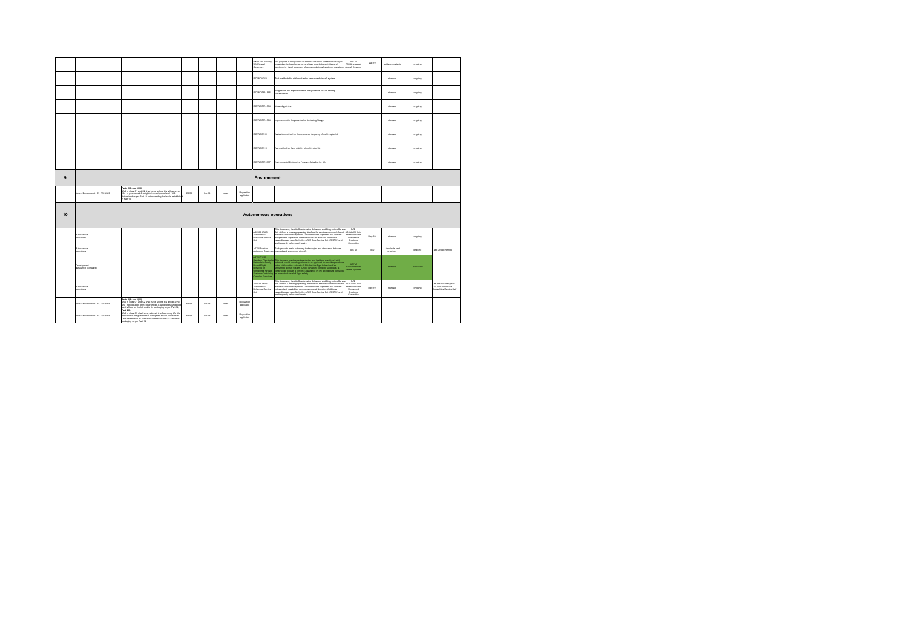| | | | | | | | | | | | | | | |
|---|---|---|---|---|---|---|---|---|---|---|---|---|---|---|
| | | | | | | | | WK63751 Training UAS Visual Observers | The purpose of this guide is to address the basic fundamental subject knowledge, task performance, and task knowledge activities and functions for visual observers of unmanned aircraft systems operations | ASTM F38 Unmanned Aircraft Systems | Mar-19 | guidance material | ongoing | |
| | | | | | | | | ISO/WD 4358 | Test methods for civil multi rotor unmanned aircraft system | | | standard | ongoing | |
| | | | | | | | | ISO/WD TR 4395 | Suggestion for improvement in the guideline for UA testing classification | | | standard | ongoing | |
| | | | | | | | | ISO/WD TR 4396 | UA wind gust test | | | standard | ongoing | |
| | | | | | | | | ISO/WD TR 4384 | Improvement in the guideline for UA testing/design | | | standard | ongoing | |
| | | | | | | | | ISO/WD 5109 | Evaluation method for the resonance frequency of multi-copter UA | | | standard | ongoing | |
| | | | | | | | | ISO/WD 5110 | Test method for flight stability of multi-rotor UA | | | standard | ongoing | |
| | | | | | | | | ISO/WD TR 5337 | Environmental Engineering Program Guideline for UA | | | standard | ongoing | |
| **9** | **Environment** | | | | | | | | | | | | | |
| | Noise&Environment | EU 2019/945 | Parts 2(6) and 2(10) UAS in class C1 and C2 shall have, unless it is a fixed-wing UA, a guaranteed A-weighted sound power level LWA determined as per Part 13 not exceeding the levels established in Part 15 | EASA | Jun-19 | open | Regulation applicable | | | | | | | |
| **10** | **Autonomous operations** | | | | | | | | | | | | | |
| | Autonomous operations | | | | | | | AS6586 JAUS Autonomous Behaviors Service Set | This document, the JAUS Automated Behaviors and Diagnostics Service Set, defines a message-passing interface for services commonly found in mobile unmanned systems. These services represent the platform-independent capabilities common across all domains. Additional capabilities are specified in the JAUS Core Service Set (AS5710) and are frequently referenced herein. | SAE AS-4JAUS Joint Architecture for Unmanned Systems Committee | May-19 | standard | ongoing | |
| | Autonomous operations | | | | | | | ASTM Aviation Autonomy Roadmap | Task group to make autonomy technologies and standards between manned and unmanned aircraft | ASTM | TBD | standards and practices | ongoing | Task Group Formed |
| | Development assurance (Software) | | | | | | | ASTM F3269 Standard Practice for Methods to Safely Bound Flight Behavior of Unmanned Aircraft Systems Containing Complex Functions | This standard practice defines design and test best practices that, if followed, could provide guidance to an applicant for providing evidence to the civil aviation authority (CAA) that the flight behavior of an unmanned aircraft system (UAS) containing complex function(s) is constrained through a run-time assurance (RTA) architecture to maintain an acceptable level of flight safety. | ASTM F38 Unmanned Aircraft Systems | | standard | published | |
| | Autonomous operations | | | | | | | AS6524 JAUS Autonomous Behaviors Service Set | This document, the JAUS Automated Behaviors and Diagnostics Service Set, defines a message-passing interface for services commonly found in mobile unmanned systems. These services represent the platform-independent capabilities common across all domains. Additional capabilities are specified in the JAUS Core Service Set (AS5710) and are frequently referenced herein. | SAE AS-4JAUS Joint Architecture for Unmanned Systems Committee | May-19 | standard | ongoing | The title will change to JAUS Autonomous Capabilities Service Set" |
| | Noise&Environment | EU 2019/945 | Parts 2(8) and 3(11) UAS in class C1 and C2 shall have, unless it is a fixed-wing UA, the indication of the guaranteed A-weighted sound power level affixed on the UA and/or its packaging as per Part 14. | EASA | Jun-19 | open | Regulation applicable | | | | | | | |
| | Noise&Environment | EU 2019/945 | Part 4(5) UAS in class C3 shall have, unless it is a fixed-wing UA, the indication of the guaranteed A-weighted sound power level LWA determined as per Part 13 affixed on the UA and/or its packaging as per Part 14 | EASA | Jun-19 | open | Regulation applicable | | | | | | | |